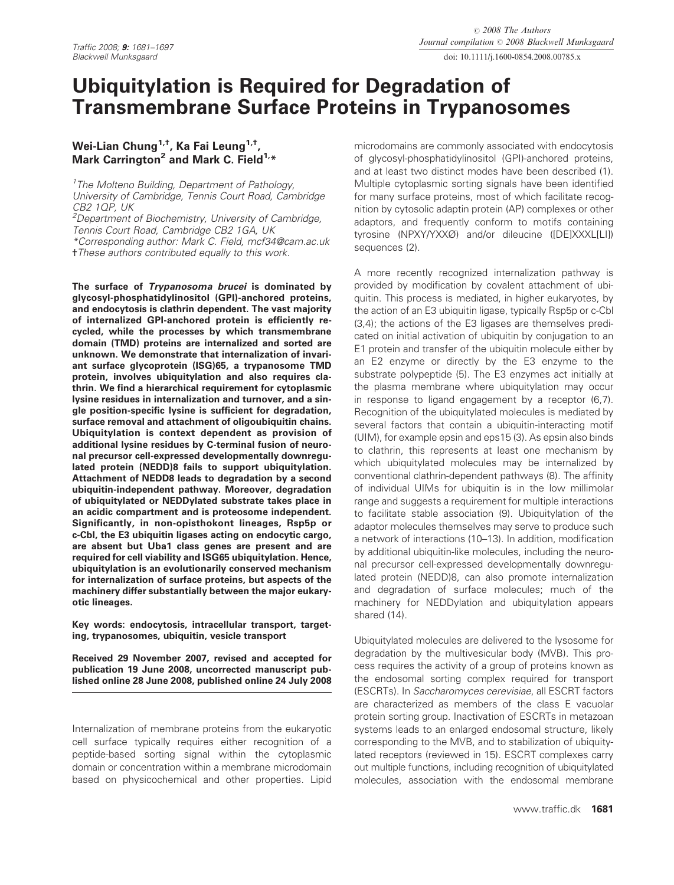# Ubiquitylation is Required for Degradation of Transmembrane Surface Proteins in Trypanosomes

**Wei-Lian Chung[1,†], Ka Fai Leung[1,†], Mark Carrington[2] and Mark C. Field[1,*]**

[1]*The Molteno Building, Department of Pathology, University of Cambridge, Tennis Court Road, Cambridge CB2 1QP, UK*
[2]*Department of Biochemistry, University of Cambridge, Tennis Court Road, Cambridge CB2 1GA, UK*
*\*Corresponding author: Mark C. Field, mcf34@cam.ac.uk*
*†These authors contributed equally to this work.*

**The surface of *Trypanosoma brucei* is dominated by glycosyl-phosphatidylinositol (GPI)-anchored proteins, and endocytosis is clathrin dependent. The vast majority of internalized GPI-anchored protein is efficiently recycled, while the processes by which transmembrane domain (TMD) proteins are internalized and sorted are unknown. We demonstrate that internalization of invariant surface glycoprotein (ISG)65, a trypanosome TMD protein, involves ubiquitylation and also requires clathrin. We find a hierarchical requirement for cytoplasmic lysine residues in internalization and turnover, and a single position-specific lysine is sufficient for degradation, surface removal and attachment of oligoubiquitin chains. Ubiquitylation is context dependent as provision of additional lysine residues by C-terminal fusion of neuronal precursor cell-expressed developmentally downregulated protein (NEDD)8 fails to support ubiquitylation. Attachment of NEDD8 leads to degradation by a second ubiquitin-independent pathway. Moreover, degradation of ubiquitylated or NEDDylated substrate takes place in an acidic compartment and is proteosome independent. Significantly, in non-opisthokont lineages, Rsp5p or c-Cbl, the E3 ubiquitin ligases acting on endocytic cargo, are absent but Uba1 class genes are present and are required for cell viability and ISG65 ubiquitylation. Hence, ubiquitylation is an evolutionarily conserved mechanism for internalization of surface proteins, but aspects of the machinery differ substantially between the major eukaryotic lineages.**

**Key words: endocytosis, intracellular transport, targeting, trypanosomes, ubiquitin, vesicle transport**

**Received 29 November 2007, revised and accepted for publication 19 June 2008, uncorrected manuscript published online 28 June 2008, published online 24 July 2008**

Internalization of membrane proteins from the eukaryotic cell surface typically requires either recognition of a peptide-based sorting signal within the cytoplasmic domain or concentration within a membrane microdomain based on physicochemical and other properties. Lipid microdomains are commonly associated with endocytosis of glycosyl-phosphatidylinositol (GPI)-anchored proteins, and at least two distinct modes have been described (1). Multiple cytoplasmic sorting signals have been identified for many surface proteins, most of which facilitate recognition by cytosolic adaptin protein (AP) complexes or other adaptors, and frequently conform to motifs containing tyrosine (NPXY/YXXØ) and/or dileucine ([DE]XXXL[LI]) sequences (2).

A more recently recognized internalization pathway is provided by modification by covalent attachment of ubiquitin. This process is mediated, in higher eukaryotes, by the action of an E3 ubiquitin ligase, typically Rsp5p or c-Cbl (3,4); the actions of the E3 ligases are themselves predicated on initial activation of ubiquitin by conjugation to an E1 protein and transfer of the ubiquitin molecule either by an E2 enzyme or directly by the E3 enzyme to the substrate polypeptide (5). The E3 enzymes act initially at the plasma membrane where ubiquitylation may occur in response to ligand engagement by a receptor (6,7). Recognition of the ubiquitylated molecules is mediated by several factors that contain a ubiquitin-interacting motif (UIM), for example epsin and eps15 (3). As epsin also binds to clathrin, this represents at least one mechanism by which ubiquitylated molecules may be internalized by conventional clathrin-dependent pathways (8). The affinity of individual UIMs for ubiquitin is in the low millimolar range and suggests a requirement for multiple interactions to facilitate stable association (9). Ubiquitylation of the adaptor molecules themselves may serve to produce such a network of interactions (10–13). In addition, modification by additional ubiquitin-like molecules, including the neuronal precursor cell-expressed developmentally downregulated protein (NEDD)8, can also promote internalization and degradation of surface molecules; much of the machinery for NEDDylation and ubiquitylation appears shared (14).

Ubiquitylated molecules are delivered to the lysosome for degradation by the multivesicular body (MVB). This process requires the activity of a group of proteins known as the endosomal sorting complex required for transport (ESCRTs). In *Saccharomyces cerevisiae*, all ESCRT factors are characterized as members of the class E vacuolar protein sorting group. Inactivation of ESCRTs in metazoan systems leads to an enlarged endosomal structure, likely corresponding to the MVB, and to stabilization of ubiquitylated receptors (reviewed in 15). ESCRT complexes carry out multiple functions, including recognition of ubiquitylated molecules, association with the endosomal membrane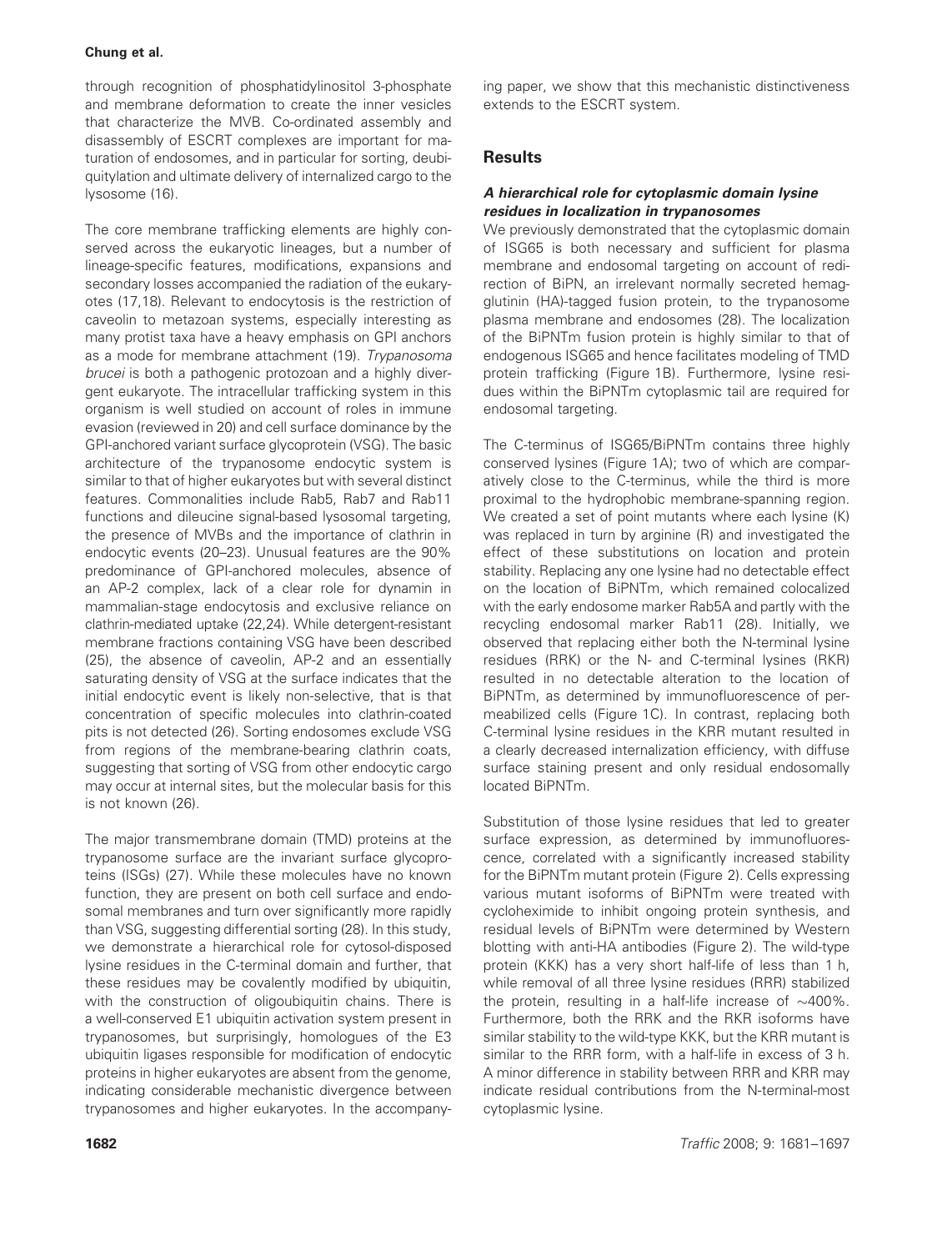through recognition of phosphatidylinositol 3-phosphate and membrane deformation to create the inner vesicles that characterize the MVB. Co-ordinated assembly and disassembly of ESCRT complexes are important for maturation of endosomes, and in particular for sorting, deubiquitylation and ultimate delivery of internalized cargo to the lysosome (16).

The core membrane trafficking elements are highly conserved across the eukaryotic lineages, but a number of lineage-specific features, modifications, expansions and secondary losses accompanied the radiation of the eukaryotes (17,18). Relevant to endocytosis is the restriction of caveolin to metazoan systems, especially interesting as many protist taxa have a heavy emphasis on GPI anchors as a mode for membrane attachment (19). *Trypanosoma brucei* is both a pathogenic protozoan and a highly divergent eukaryote. The intracellular trafficking system in this organism is well studied on account of roles in immune evasion (reviewed in 20) and cell surface dominance by the GPI-anchored variant surface glycoprotein (VSG). The basic architecture of the trypanosome endocytic system is similar to that of higher eukaryotes but with several distinct features. Commonalities include Rab5, Rab7 and Rab11 functions and dileucine signal-based lysosomal targeting, the presence of MVBs and the importance of clathrin in endocytic events (20–23). Unusual features are the 90% predominance of GPI-anchored molecules, absence of an AP-2 complex, lack of a clear role for dynamin in mammalian-stage endocytosis and exclusive reliance on clathrin-mediated uptake (22,24). While detergent-resistant membrane fractions containing VSG have been described (25), the absence of caveolin, AP-2 and an essentially saturating density of VSG at the surface indicates that the initial endocytic event is likely non-selective, that is that concentration of specific molecules into clathrin-coated pits is not detected (26). Sorting endosomes exclude VSG from regions of the membrane-bearing clathrin coats, suggesting that sorting of VSG from other endocytic cargo may occur at internal sites, but the molecular basis for this is not known (26).

The major transmembrane domain (TMD) proteins at the trypanosome surface are the invariant surface glycoproteins (ISGs) (27). While these molecules have no known function, they are present on both cell surface and endosomal membranes and turn over significantly more rapidly than VSG, suggesting differential sorting (28). In this study, we demonstrate a hierarchical role for cytosol-disposed lysine residues in the C-terminal domain and further, that these residues may be covalently modified by ubiquitin, with the construction of oligoubiquitin chains. There is a well-conserved E1 ubiquitin activation system present in trypanosomes, but surprisingly, homologues of the E3 ubiquitin ligases responsible for modification of endocytic proteins in higher eukaryotes are absent from the genome, indicating considerable mechanistic divergence between trypanosomes and higher eukaryotes. In the accompanying paper, we show that this mechanistic distinctiveness extends to the ESCRT system.

## Results

### A hierarchical role for cytoplasmic domain lysine residues in localization in trypanosomes

We previously demonstrated that the cytoplasmic domain of ISG65 is both necessary and sufficient for plasma membrane and endosomal targeting on account of redirection of BiPN, an irrelevant normally secreted hemagglutinin (HA)-tagged fusion protein, to the trypanosome plasma membrane and endosomes (28). The localization of the BiPNTm fusion protein is highly similar to that of endogenous ISG65 and hence facilitates modeling of TMD protein trafficking (Figure 1B). Furthermore, lysine residues within the BiPNTm cytoplasmic tail are required for endosomal targeting.

The C-terminus of ISG65/BiPNTm contains three highly conserved lysines (Figure 1A); two of which are comparatively close to the C-terminus, while the third is more proximal to the hydrophobic membrane-spanning region. We created a set of point mutants where each lysine (K) was replaced in turn by arginine (R) and investigated the effect of these substitutions on location and protein stability. Replacing any one lysine had no detectable effect on the location of BiPNTm, which remained colocalized with the early endosome marker Rab5A and partly with the recycling endosomal marker Rab11 (28). Initially, we observed that replacing either both the N-terminal lysine residues (RRK) or the N- and C-terminal lysines (RKR) resulted in no detectable alteration to the location of BiPNTm, as determined by immunofluorescence of permeabilized cells (Figure 1C). In contrast, replacing both C-terminal lysine residues in the KRR mutant resulted in a clearly decreased internalization efficiency, with diffuse surface staining present and only residual endosomally located BiPNTm.

Substitution of those lysine residues that led to greater surface expression, as determined by immunofluorescence, correlated with a significantly increased stability for the BiPNTm mutant protein (Figure 2). Cells expressing various mutant isoforms of BiPNTm were treated with cycloheximide to inhibit ongoing protein synthesis, and residual levels of BiPNTm were determined by Western blotting with anti-HA antibodies (Figure 2). The wild-type protein (KKK) has a very short half-life of less than 1 h, while removal of all three lysine residues (RRR) stabilized the protein, resulting in a half-life increase of ~400%. Furthermore, both the RRK and the RKR isoforms have similar stability to the wild-type KKK, but the KRR mutant is similar to the RRR form, with a half-life in excess of 3 h. A minor difference in stability between RRR and KRR may indicate residual contributions from the N-terminal-most cytoplasmic lysine.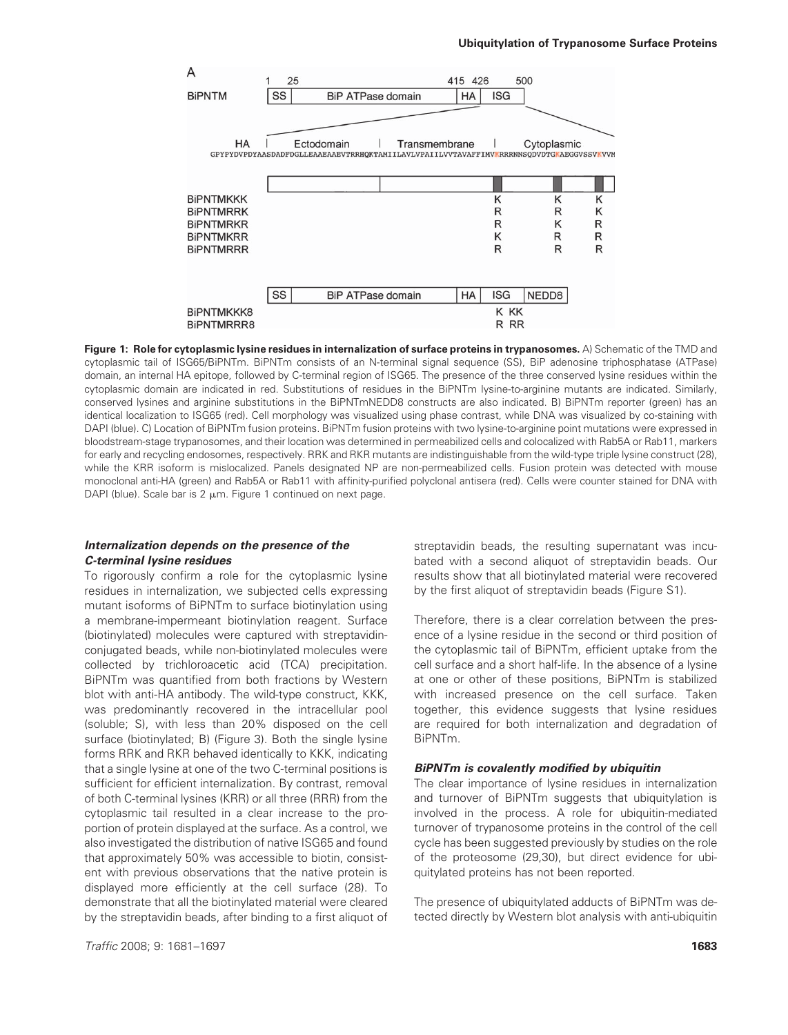A

| | 1 | 25 | | 415 | 426 | 500 |
|---|---|---|---|---|---|---|
| BiPNTM | SS | BiP ATPase domain | | HA | ISG | |

HA | Ectodomain | Transmembrane | Cytoplasmic

GPYPYDVPDYAASDADFDGLLEAAEAAEVTRRHQKTAMIILAVLVPAIILVVTAVAFFIMVKRRRNNSQDVDTGKAEGGVSSVKVVM

| Construct | | | |
|---|---|---|---|
| BiPNTMKKK | K | K | K |
| BiPNTMRRK | R | R | K |
| BiPNTMRKR | R | K | R |
| BiPNTMKRR | K | R | R |
| BiPNTMRRR | R | R | R |

SS | BiP ATPase domain | HA | ISG | NEDD8

| Construct | |
|---|---|
| BiPNTMKKK8 | K KK |
| BiPNTMRRR8 | R RR |

**Figure 1: Role for cytoplasmic lysine residues in internalization of surface proteins in trypanosomes.** A) Schematic of the TMD and cytoplasmic tail of ISG65/BiPNTm. BiPNTm consists of an N-terminal signal sequence (SS), BiP adenosine triphosphatase (ATPase) domain, an internal HA epitope, followed by C-terminal region of ISG65. The presence of the three conserved lysine residues within the cytoplasmic domain are indicated in red. Substitutions of residues in the BiPNTm lysine-to-arginine mutants are indicated. Similarly, conserved lysines and arginine substitutions in the BiPNTmNEDD8 constructs are also indicated. B) BiPNTm reporter (green) has an identical localization to ISG65 (red). Cell morphology was visualized using phase contrast, while DNA was visualized by co-staining with DAPI (blue). C) Location of BiPNTm fusion proteins. BiPNTm fusion proteins with two lysine-to-arginine point mutations were expressed in bloodstream-stage trypanosomes, and their location was determined in permeabilized cells and colocalized with Rab5A or Rab11, markers for early and recycling endosomes, respectively. RRK and RKR mutants are indistinguishable from the wild-type triple lysine construct (28), while the KRR isoform is mislocalized. Panels designated NP are non-permeabilized cells. Fusion protein was detected with mouse monoclonal anti-HA (green) and Rab5A or Rab11 with affinity-purified polyclonal antisera (red). Cells were counter stained for DNA with DAPI (blue). Scale bar is 2 μm. Figure 1 continued on next page.

### *Internalization depends on the presence of the C-terminal lysine residues*

To rigorously confirm a role for the cytoplasmic lysine residues in internalization, we subjected cells expressing mutant isoforms of BiPNTm to surface biotinylation using a membrane-impermeant biotinylation reagent. Surface (biotinylated) molecules were captured with streptavidin-conjugated beads, while non-biotinylated molecules were collected by trichloroacetic acid (TCA) precipitation. BiPNTm was quantified from both fractions by Western blot with anti-HA antibody. The wild-type construct, KKK, was predominantly recovered in the intracellular pool (soluble; S), with less than 20% disposed on the cell surface (biotinylated; B) (Figure 3). Both the single lysine forms RRK and RKR behaved identically to KKK, indicating that a single lysine at one of the two C-terminal positions is sufficient for efficient internalization. By contrast, removal of both C-terminal lysines (KRR) or all three (RRR) from the cytoplasmic tail resulted in a clear increase to the proportion of protein displayed at the surface. As a control, we also investigated the distribution of native ISG65 and found that approximately 50% was accessible to biotin, consistent with previous observations that the native protein is displayed more efficiently at the cell surface (28). To demonstrate that all the biotinylated material were cleared by the streptavidin beads, after binding to a first aliquot of streptavidin beads, the resulting supernatant was incubated with a second aliquot of streptavidin beads. Our results show that all biotinylated material were recovered by the first aliquot of streptavidin beads (Figure S1).

Therefore, there is a clear correlation between the presence of a lysine residue in the second or third position of the cytoplasmic tail of BiPNTm, efficient uptake from the cell surface and a short half-life. In the absence of a lysine at one or other of these positions, BiPNTm is stabilized with increased presence on the cell surface. Taken together, this evidence suggests that lysine residues are required for both internalization and degradation of BiPNTm.

### *BiPNTm is covalently modified by ubiquitin*

The clear importance of lysine residues in internalization and turnover of BiPNTm suggests that ubiquitylation is involved in the process. A role for ubiquitin-mediated turnover of trypanosome proteins in the control of the cell cycle has been suggested previously by studies on the role of the proteosome (29,30), but direct evidence for ubiquitylated proteins has not been reported.

The presence of ubiquitylated adducts of BiPNTm was detected directly by Western blot analysis with anti-ubiquitin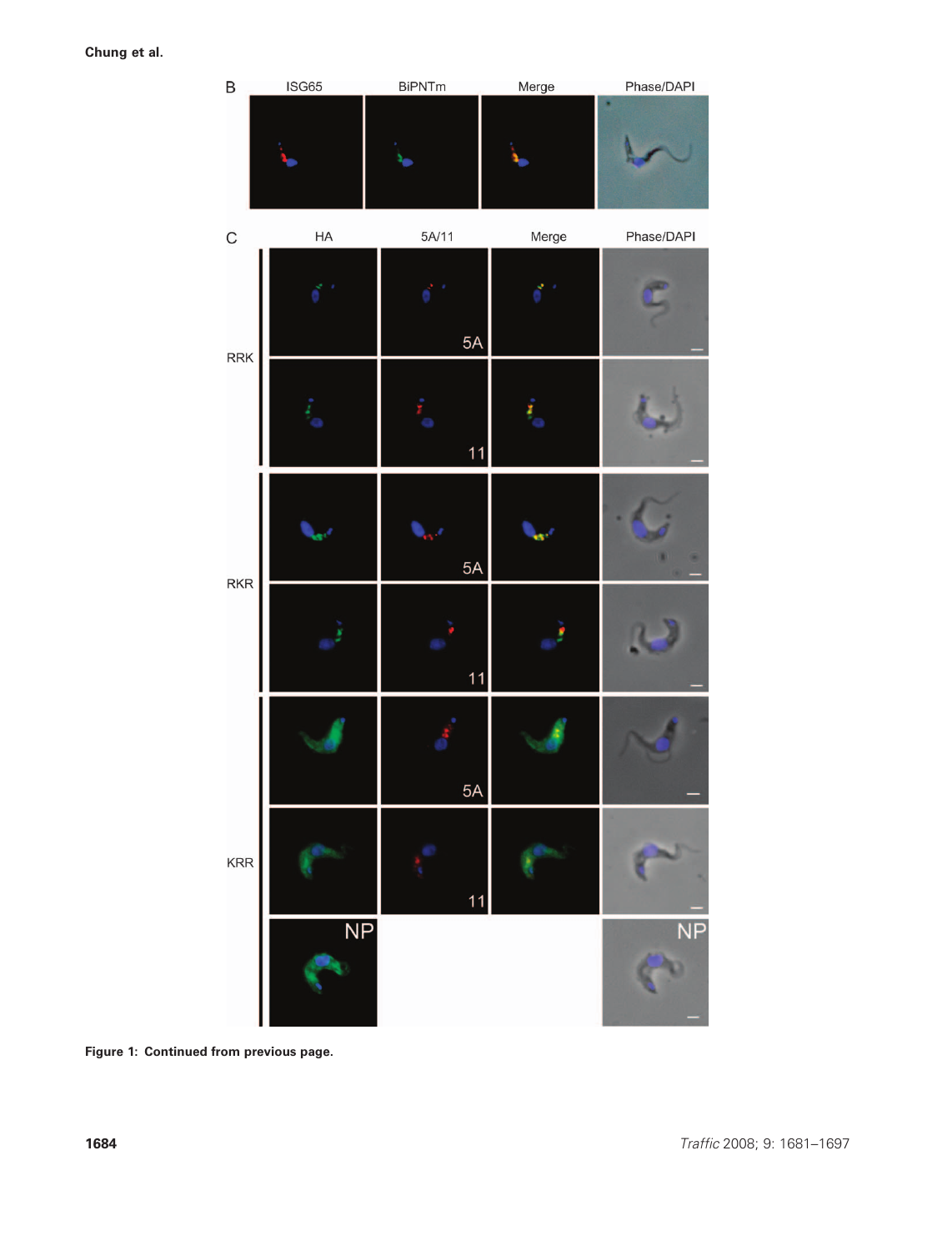Figure 1: Continued from previous page.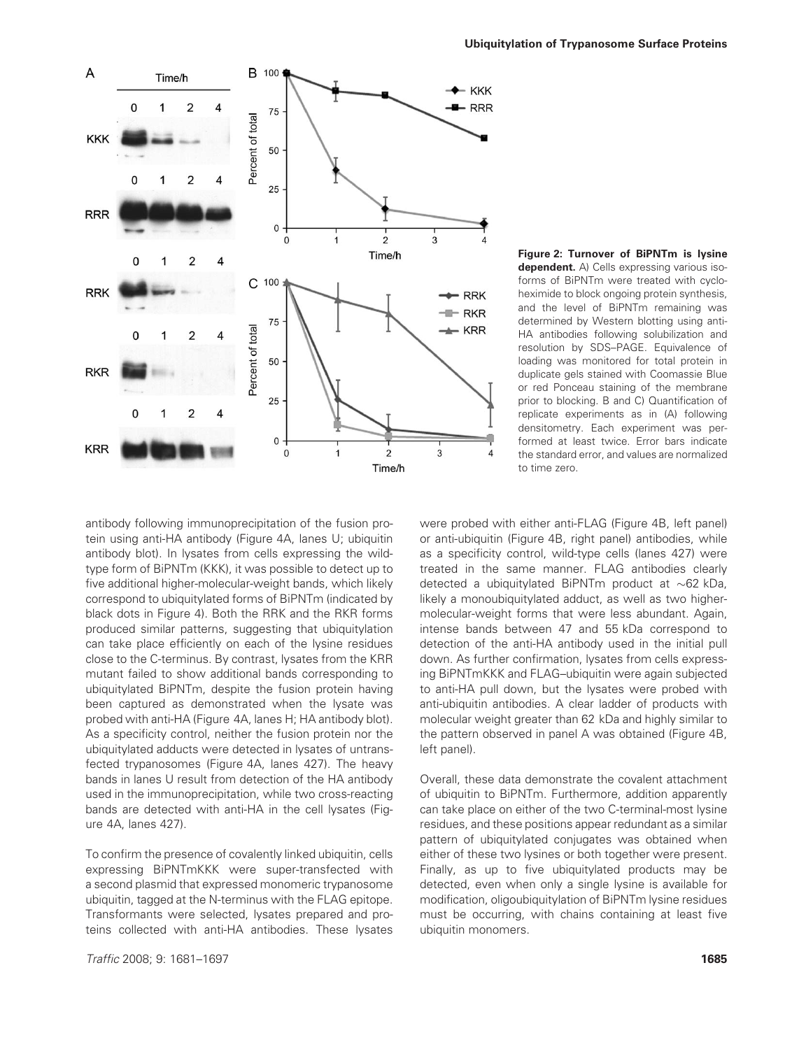**Figure 2: Turnover of BiPNTm is lysine dependent.** A) Cells expressing various isoforms of BiPNTm were treated with cycloheximide to block ongoing protein synthesis, and the level of BiPNTm remaining was determined by Western blotting using anti-HA antibodies following solubilization and resolution by SDS–PAGE. Equivalence of loading was monitored for total protein in duplicate gels stained with Coomassie Blue or red Ponceau staining of the membrane prior to blocking. B and C) Quantification of replicate experiments as in (A) following densitometry. Each experiment was performed at least twice. Error bars indicate the standard error, and values are normalized to time zero.

antibody following immunoprecipitation of the fusion protein using anti-HA antibody (Figure 4A, lanes U; ubiquitin antibody blot). In lysates from cells expressing the wild-type form of BiPNTm (KKK), it was possible to detect up to five additional higher-molecular-weight bands, which likely correspond to ubiquitylated forms of BiPNTm (indicated by black dots in Figure 4). Both the RRK and the RKR forms produced similar patterns, suggesting that ubiquitylation can take place efficiently on each of the lysine residues close to the C-terminus. By contrast, lysates from the KRR mutant failed to show additional bands corresponding to ubiquitylated BiPNTm, despite the fusion protein having been captured as demonstrated when the lysate was probed with anti-HA (Figure 4A, lanes H; HA antibody blot). As a specificity control, neither the fusion protein nor the ubiquitylated adducts were detected in lysates of untransfected trypanosomes (Figure 4A, lanes 427). The heavy bands in lanes U result from detection of the HA antibody used in the immunoprecipitation, while two cross-reacting bands are detected with anti-HA in the cell lysates (Figure 4A, lanes 427).

To confirm the presence of covalently linked ubiquitin, cells expressing BiPNTmKKK were super-transfected with a second plasmid that expressed monomeric trypanosome ubiquitin, tagged at the N-terminus with the FLAG epitope. Transformants were selected, lysates prepared and proteins collected with anti-HA antibodies. These lysates were probed with either anti-FLAG (Figure 4B, left panel) or anti-ubiquitin (Figure 4B, right panel) antibodies, while as a specificity control, wild-type cells (lanes 427) were treated in the same manner. FLAG antibodies clearly detected a ubiquitylated BiPNTm product at ~62 kDa, likely a monoubiquitylated adduct, as well as two higher-molecular-weight forms that were less abundant. Again, intense bands between 47 and 55 kDa correspond to detection of the anti-HA antibody used in the initial pull down. As further confirmation, lysates from cells expressing BiPNTmKKK and FLAG–ubiquitin were again subjected to anti-HA pull down, but the lysates were probed with anti-ubiquitin antibodies. A clear ladder of products with molecular weight greater than 62 kDa and highly similar to the pattern observed in panel A was obtained (Figure 4B, left panel).

Overall, these data demonstrate the covalent attachment of ubiquitin to BiPNTm. Furthermore, addition apparently can take place on either of the two C-terminal-most lysine residues, and these positions appear redundant as a similar pattern of ubiquitylated conjugates was obtained when either of these two lysines or both together were present. Finally, as up to five ubiquitylated products may be detected, even when only a single lysine is available for modification, oligoubiquitylation of BiPNTm lysine residues must be occurring, with chains containing at least five ubiquitin monomers.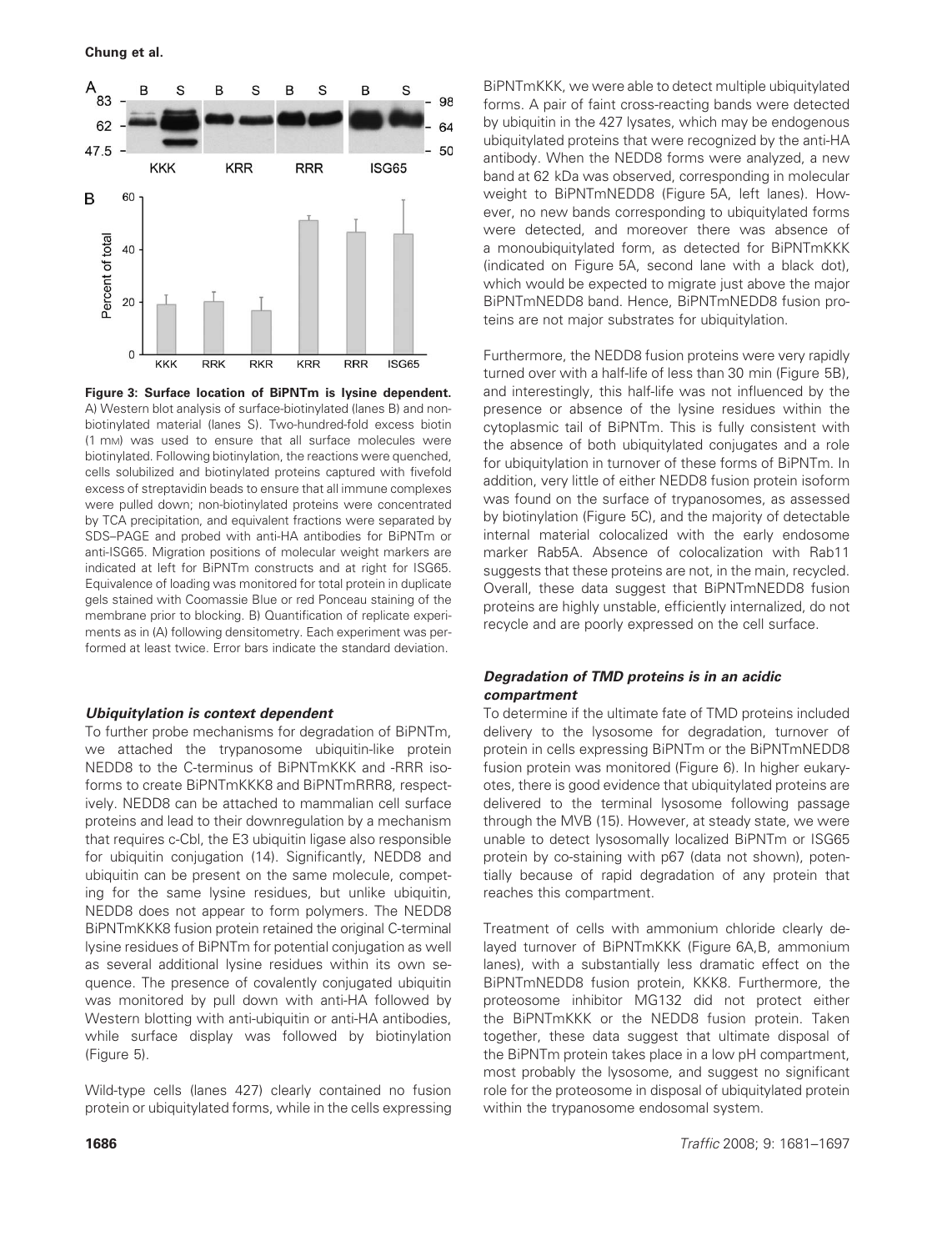**Figure 3: Surface location of BiPNTm is lysine dependent.** A) Western blot analysis of surface-biotinylated (lanes B) and non-biotinylated material (lanes S). Two-hundred-fold excess biotin (1 mM) was used to ensure that all surface molecules were biotinylated. Following biotinylation, the reactions were quenched, cells solubilized and biotinylated proteins captured with fivefold excess of streptavidin beads to ensure that all immune complexes were pulled down; non-biotinylated proteins were concentrated by TCA precipitation, and equivalent fractions were separated by SDS–PAGE and probed with anti-HA antibodies for BiPNTm or anti-ISG65. Migration positions of molecular weight markers are indicated at left for BiPNTm constructs and at right for ISG65. Equivalence of loading was monitored for total protein in duplicate gels stained with Coomassie Blue or red Ponceau staining of the membrane prior to blocking. B) Quantification of replicate experiments as in (A) following densitometry. Each experiment was performed at least twice. Error bars indicate the standard deviation.

### *Ubiquitylation is context dependent*

To further probe mechanisms for degradation of BiPNTm, we attached the trypanosome ubiquitin-like protein NEDD8 to the C-terminus of BiPNTmKKK and -RRR isoforms to create BiPNTmKKK8 and BiPNTmRRR8, respectively. NEDD8 can be attached to mammalian cell surface proteins and lead to their downregulation by a mechanism that requires c-Cbl, the E3 ubiquitin ligase also responsible for ubiquitin conjugation (14). Significantly, NEDD8 and ubiquitin can be present on the same molecule, competing for the same lysine residues, but unlike ubiquitin, NEDD8 does not appear to form polymers. The NEDD8 BiPNTmKKK8 fusion protein retained the original C-terminal lysine residues of BiPNTm for potential conjugation as well as several additional lysine residues within its own sequence. The presence of covalently conjugated ubiquitin was monitored by pull down with anti-HA followed by Western blotting with anti-ubiquitin or anti-HA antibodies, while surface display was followed by biotinylation (Figure 5).

Wild-type cells (lanes 427) clearly contained no fusion protein or ubiquitylated forms, while in the cells expressing BiPNTmKKK, we were able to detect multiple ubiquitylated forms. A pair of faint cross-reacting bands were detected by ubiquitin in the 427 lysates, which may be endogenous ubiquitylated proteins that were recognized by the anti-HA antibody. When the NEDD8 forms were analyzed, a new band at 62 kDa was observed, corresponding in molecular weight to BiPNTmNEDD8 (Figure 5A, left lanes). However, no new bands corresponding to ubiquitylated forms were detected, and moreover there was absence of a monoubiquitylated form, as detected for BiPNTmKKK (indicated on Figure 5A, second lane with a black dot), which would be expected to migrate just above the major BiPNTmNEDD8 band. Hence, BiPNTmNEDD8 fusion proteins are not major substrates for ubiquitylation.

Furthermore, the NEDD8 fusion proteins were very rapidly turned over with a half-life of less than 30 min (Figure 5B), and interestingly, this half-life was not influenced by the presence or absence of the lysine residues within the cytoplasmic tail of BiPNTm. This is fully consistent with the absence of both ubiquitylated conjugates and a role for ubiquitylation in turnover of these forms of BiPNTm. In addition, very little of either NEDD8 fusion protein isoform was found on the surface of trypanosomes, as assessed by biotinylation (Figure 5C), and the majority of detectable internal material colocalized with the early endosome marker Rab5A. Absence of colocalization with Rab11 suggests that these proteins are not, in the main, recycled. Overall, these data suggest that BiPNTmNEDD8 fusion proteins are highly unstable, efficiently internalized, do not recycle and are poorly expressed on the cell surface.

### *Degradation of TMD proteins is in an acidic compartment*

To determine if the ultimate fate of TMD proteins included delivery to the lysosome for degradation, turnover of protein in cells expressing BiPNTm or the BiPNTmNEDD8 fusion protein was monitored (Figure 6). In higher eukaryotes, there is good evidence that ubiquitylated proteins are delivered to the terminal lysosome following passage through the MVB (15). However, at steady state, we were unable to detect lysosomally localized BiPNTm or ISG65 protein by co-staining with p67 (data not shown), potentially because of rapid degradation of any protein that reaches this compartment.

Treatment of cells with ammonium chloride clearly delayed turnover of BiPNTmKKK (Figure 6A,B, ammonium lanes), with a substantially less dramatic effect on the BiPNTmNEDD8 fusion protein, KKK8. Furthermore, the proteosome inhibitor MG132 did not protect either the BiPNTmKKK or the NEDD8 fusion protein. Taken together, these data suggest that ultimate disposal of the BiPNTm protein takes place in a low pH compartment, most probably the lysosome, and suggest no significant role for the proteosome in disposal of ubiquitylated protein within the trypanosome endosomal system.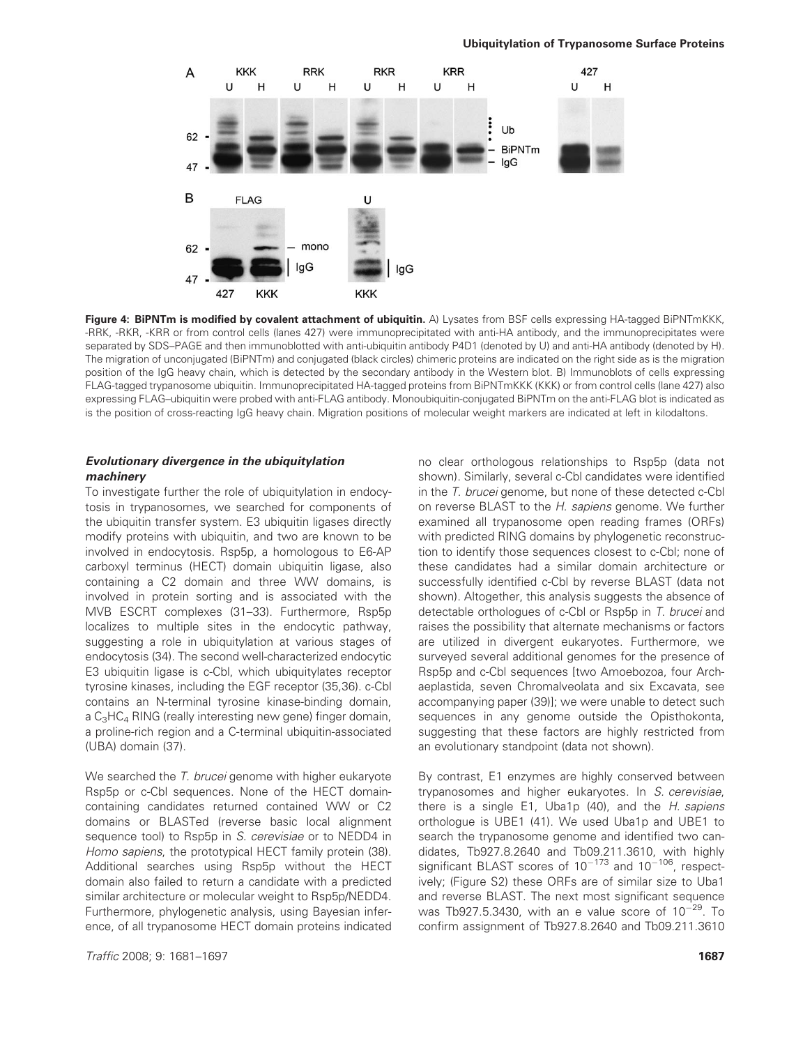Figure 4: BiPNTm is modified by covalent attachment of ubiquitin. A) Lysates from BSF cells expressing HA-tagged BiPNTmKKK, -RRK, -RKR, -KRR or from control cells (lanes 427) were immunoprecipitated with anti-HA antibody, and the immunoprecipitates were separated by SDS–PAGE and then immunoblotted with anti-ubiquitin antibody P4D1 (denoted by U) and anti-HA antibody (denoted by H). The migration of unconjugated (BiPNTm) and conjugated (black circles) chimeric proteins are indicated on the right side as is the migration position of the IgG heavy chain, which is detected by the secondary antibody in the Western blot. B) Immunoblots of cells expressing FLAG-tagged trypanosome ubiquitin. Immunoprecipitated HA-tagged proteins from BiPNTmKKK (KKK) or from control cells (lane 427) also expressing FLAG–ubiquitin were probed with anti-FLAG antibody. Monoubiquitin-conjugated BiPNTm on the anti-FLAG blot is indicated as is the position of cross-reacting IgG heavy chain. Migration positions of molecular weight markers are indicated at left in kilodaltons.

### *Evolutionary divergence in the ubiquitylation machinery*

To investigate further the role of ubiquitylation in endocytosis in trypanosomes, we searched for components of the ubiquitin transfer system. E3 ubiquitin ligases directly modify proteins with ubiquitin, and two are known to be involved in endocytosis. Rsp5p, a homologous to E6-AP carboxyl terminus (HECT) domain ubiquitin ligase, also containing a C2 domain and three WW domains, is involved in protein sorting and is associated with the MVB ESCRT complexes (31–33). Furthermore, Rsp5p localizes to multiple sites in the endocytic pathway, suggesting a role in ubiquitylation at various stages of endocytosis (34). The second well-characterized endocytic E3 ubiquitin ligase is c-Cbl, which ubiquitylates receptor tyrosine kinases, including the EGF receptor (35,36). c-Cbl contains an N-terminal tyrosine kinase-binding domain, a $C_3HC_4$ RING (really interesting new gene) finger domain, a proline-rich region and a C-terminal ubiquitin-associated (UBA) domain (37).

We searched the *T. brucei* genome with higher eukaryote Rsp5p or c-Cbl sequences. None of the HECT domain-containing candidates returned contained WW or C2 domains or BLASTed (reverse basic local alignment sequence tool) to Rsp5p in *S. cerevisiae* or to NEDD4 in *Homo sapiens*, the prototypical HECT family protein (38). Additional searches using Rsp5p without the HECT domain also failed to return a candidate with a predicted similar architecture or molecular weight to Rsp5p/NEDD4. Furthermore, phylogenetic analysis, using Bayesian inference, of all trypanosome HECT domain proteins indicated no clear orthologous relationships to Rsp5p (data not shown). Similarly, several c-Cbl candidates were identified in the *T. brucei* genome, but none of these detected c-Cbl on reverse BLAST to the *H. sapiens* genome. We further examined all trypanosome open reading frames (ORFs) with predicted RING domains by phylogenetic reconstruction to identify those sequences closest to c-Cbl; none of these candidates had a similar domain architecture or successfully identified c-Cbl by reverse BLAST (data not shown). Altogether, this analysis suggests the absence of detectable orthologues of c-Cbl or Rsp5p in *T. brucei* and raises the possibility that alternate mechanisms or factors are utilized in divergent eukaryotes. Furthermore, we surveyed several additional genomes for the presence of Rsp5p and c-Cbl sequences [two Amoebozoa, four Archaeplastida, seven Chromalveolata and six Excavata, see accompanying paper (39)]; we were unable to detect such sequences in any genome outside the Opisthokonta, suggesting that these factors are highly restricted from an evolutionary standpoint (data not shown).

By contrast, E1 enzymes are highly conserved between trypanosomes and higher eukaryotes. In *S. cerevisiae*, there is a single E1, Uba1p (40), and the *H. sapiens* orthologue is UBE1 (41). We used Uba1p and UBE1 to search the trypanosome genome and identified two candidates, Tb927.8.2640 and Tb09.211.3610, with highly significant BLAST scores of $10^{-173}$ and $10^{-106}$, respectively; (Figure S2) these ORFs are of similar size to Uba1 and reverse BLAST. The next most significant sequence was Tb927.5.3430, with an e value score of $10^{-29}$. To confirm assignment of Tb927.8.2640 and Tb09.211.3610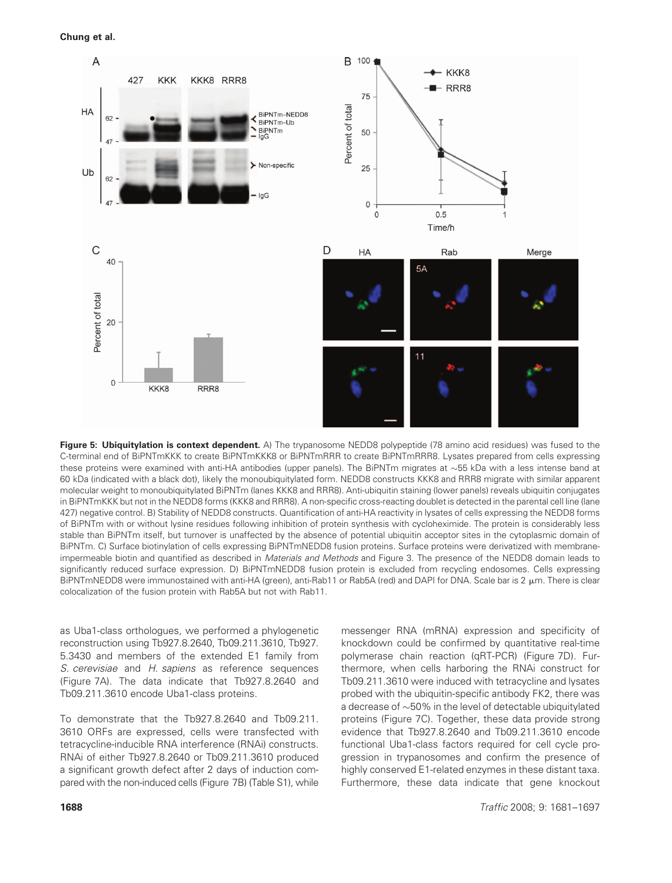**Figure 5: Ubiquitylation is context dependent.** A) The trypanosome NEDD8 polypeptide (78 amino acid residues) was fused to the C-terminal end of BiPNTmKKK to create BiPNTmKKK8 or BiPNTmRRR to create BiPNTmRRR8. Lysates prepared from cells expressing these proteins were examined with anti-HA antibodies (upper panels). The BiPNTm migrates at ~55 kDa with a less intense band at 60 kDa (indicated with a black dot), likely the monoubiquitylated form. NEDD8 constructs KKK8 and RRR8 migrate with similar apparent molecular weight to monoubiquitylated BiPNTm (lanes KKK8 and RRR8). Anti-ubiquitin staining (lower panels) reveals ubiquitin conjugates in BiPNTmKKK but not in the NEDD8 forms (KKK8 and RRR8). A non-specific cross-reacting doublet is detected in the parental cell line (lane 427) negative control. B) Stability of NEDD8 constructs. Quantification of anti-HA reactivity in lysates of cells expressing the NEDD8 forms of BiPNTm with or without lysine residues following inhibition of protein synthesis with cycloheximide. The protein is considerably less stable than BiPNTm itself, but turnover is unaffected by the absence of potential ubiquitin acceptor sites in the cytoplasmic domain of BiPNTm. C) Surface biotinylation of cells expressing BiPNTmNEDD8 fusion proteins. Surface proteins were derivatized with membrane-impermeable biotin and quantified as described in *Materials and Methods* and Figure 3. The presence of the NEDD8 domain leads to significantly reduced surface expression. D) BiPNTmNEDD8 fusion protein is excluded from recycling endosomes. Cells expressing BiPNTmNEDD8 were immunostained with anti-HA (green), anti-Rab11 or Rab5A (red) and DAPI for DNA. Scale bar is 2 μm. There is clear colocalization of the fusion protein with Rab5A but not with Rab11.

as Uba1-class orthologues, we performed a phylogenetic reconstruction using Tb927.8.2640, Tb09.211.3610, Tb927.5.3430 and members of the extended E1 family from *S. cerevisiae* and *H. sapiens* as reference sequences (Figure 7A). The data indicate that Tb927.8.2640 and Tb09.211.3610 encode Uba1-class proteins.

To demonstrate that the Tb927.8.2640 and Tb09.211.3610 ORFs are expressed, cells were transfected with tetracycline-inducible RNA interference (RNAi) constructs. RNAi of either Tb927.8.2640 or Tb09.211.3610 produced a significant growth defect after 2 days of induction compared with the non-induced cells (Figure 7B) (Table S1), while messenger RNA (mRNA) expression and specificity of knockdown could be confirmed by quantitative real-time polymerase chain reaction (qRT-PCR) (Figure 7D). Furthermore, when cells harboring the RNAi construct for Tb09.211.3610 were induced with tetracycline and lysates probed with the ubiquitin-specific antibody FK2, there was a decrease of ~50% in the level of detectable ubiquitylated proteins (Figure 7C). Together, these data provide strong evidence that Tb927.8.2640 and Tb09.211.3610 encode functional Uba1-class factors required for cell cycle progression in trypanosomes and confirm the presence of highly conserved E1-related enzymes in these distant taxa. Furthermore, these data indicate that gene knockout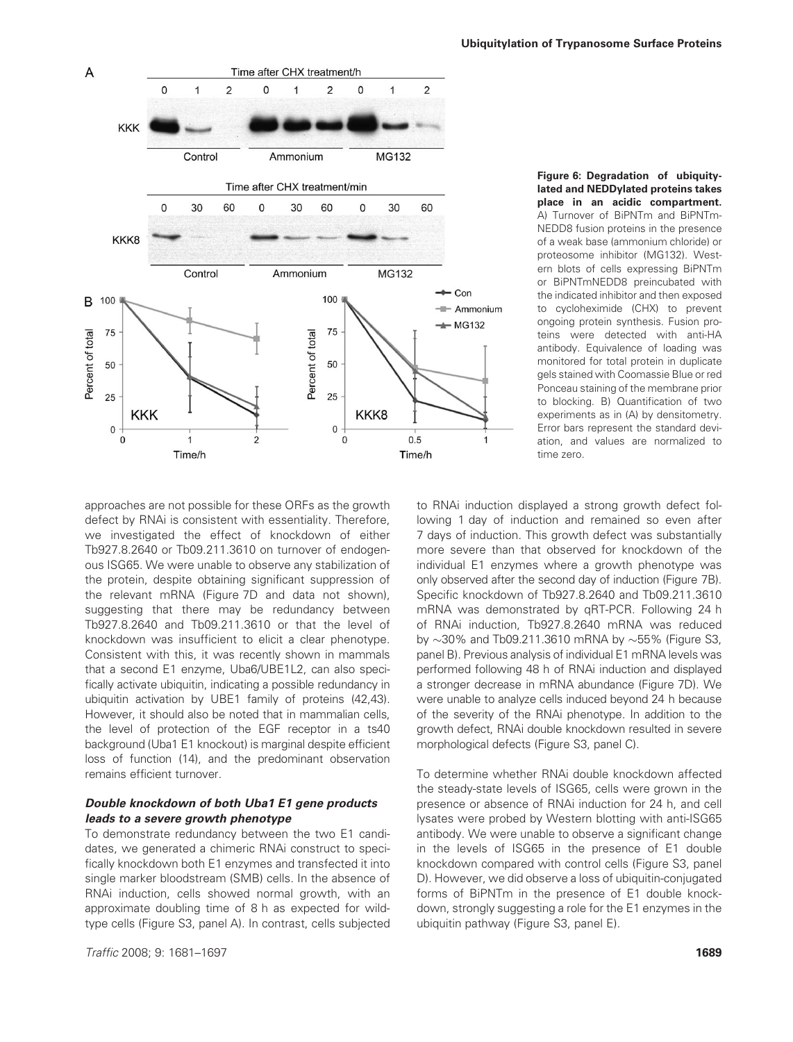**Figure 6: Degradation of ubiquitylated and NEDDylated proteins takes place in an acidic compartment.** A) Turnover of BiPNTm and BiPNTm-NEDD8 fusion proteins in the presence of a weak base (ammonium chloride) or proteosome inhibitor (MG132). Western blots of cells expressing BiPNTm or BiPNTmNEDD8 preincubated with the indicated inhibitor and then exposed to cycloheximide (CHX) to prevent ongoing protein synthesis. Fusion proteins were detected with anti-HA antibody. Equivalence of loading was monitored for total protein in duplicate gels stained with Coomassie Blue or red Ponceau staining of the membrane prior to blocking. B) Quantification of two experiments as in (A) by densitometry. Error bars represent the standard deviation, and values are normalized to time zero.

approaches are not possible for these ORFs as the growth defect by RNAi is consistent with essentiality. Therefore, we investigated the effect of knockdown of either Tb927.8.2640 or Tb09.211.3610 on turnover of endogenous ISG65. We were unable to observe any stabilization of the protein, despite obtaining significant suppression of the relevant mRNA (Figure 7D and data not shown), suggesting that there may be redundancy between Tb927.8.2640 and Tb09.211.3610 or that the level of knockdown was insufficient to elicit a clear phenotype. Consistent with this, it was recently shown in mammals that a second E1 enzyme, Uba6/UBE1L2, can also specifically activate ubiquitin, indicating a possible redundancy in ubiquitin activation by UBE1 family of proteins (42,43). However, it should also be noted that in mammalian cells, the level of protection of the EGF receptor in a ts40 background (Uba1 E1 knockout) is marginal despite efficient loss of function (14), and the predominant observation remains efficient turnover.

### *Double knockdown of both Uba1 E1 gene products leads to a severe growth phenotype*

To demonstrate redundancy between the two E1 candidates, we generated a chimeric RNAi construct to specifically knockdown both E1 enzymes and transfected it into single marker bloodstream (SMB) cells. In the absence of RNAi induction, cells showed normal growth, with an approximate doubling time of 8 h as expected for wild-type cells (Figure S3, panel A). In contrast, cells subjected to RNAi induction displayed a strong growth defect following 1 day of induction and remained so even after 7 days of induction. This growth defect was substantially more severe than that observed for knockdown of the individual E1 enzymes where a growth phenotype was only observed after the second day of induction (Figure 7B). Specific knockdown of Tb927.8.2640 and Tb09.211.3610 mRNA was demonstrated by qRT-PCR. Following 24 h of RNAi induction, Tb927.8.2640 mRNA was reduced by ~30% and Tb09.211.3610 mRNA by ~55% (Figure S3, panel B). Previous analysis of individual E1 mRNA levels was performed following 48 h of RNAi induction and displayed a stronger decrease in mRNA abundance (Figure 7D). We were unable to analyze cells induced beyond 24 h because of the severity of the RNAi phenotype. In addition to the growth defect, RNAi double knockdown resulted in severe morphological defects (Figure S3, panel C).

To determine whether RNAi double knockdown affected the steady-state levels of ISG65, cells were grown in the presence or absence of RNAi induction for 24 h, and cell lysates were probed by Western blotting with anti-ISG65 antibody. We were unable to observe a significant change in the levels of ISG65 in the presence of E1 double knockdown compared with control cells (Figure S3, panel D). However, we did observe a loss of ubiquitin-conjugated forms of BiPNTm in the presence of E1 double knockdown, strongly suggesting a role for the E1 enzymes in the ubiquitin pathway (Figure S3, panel E).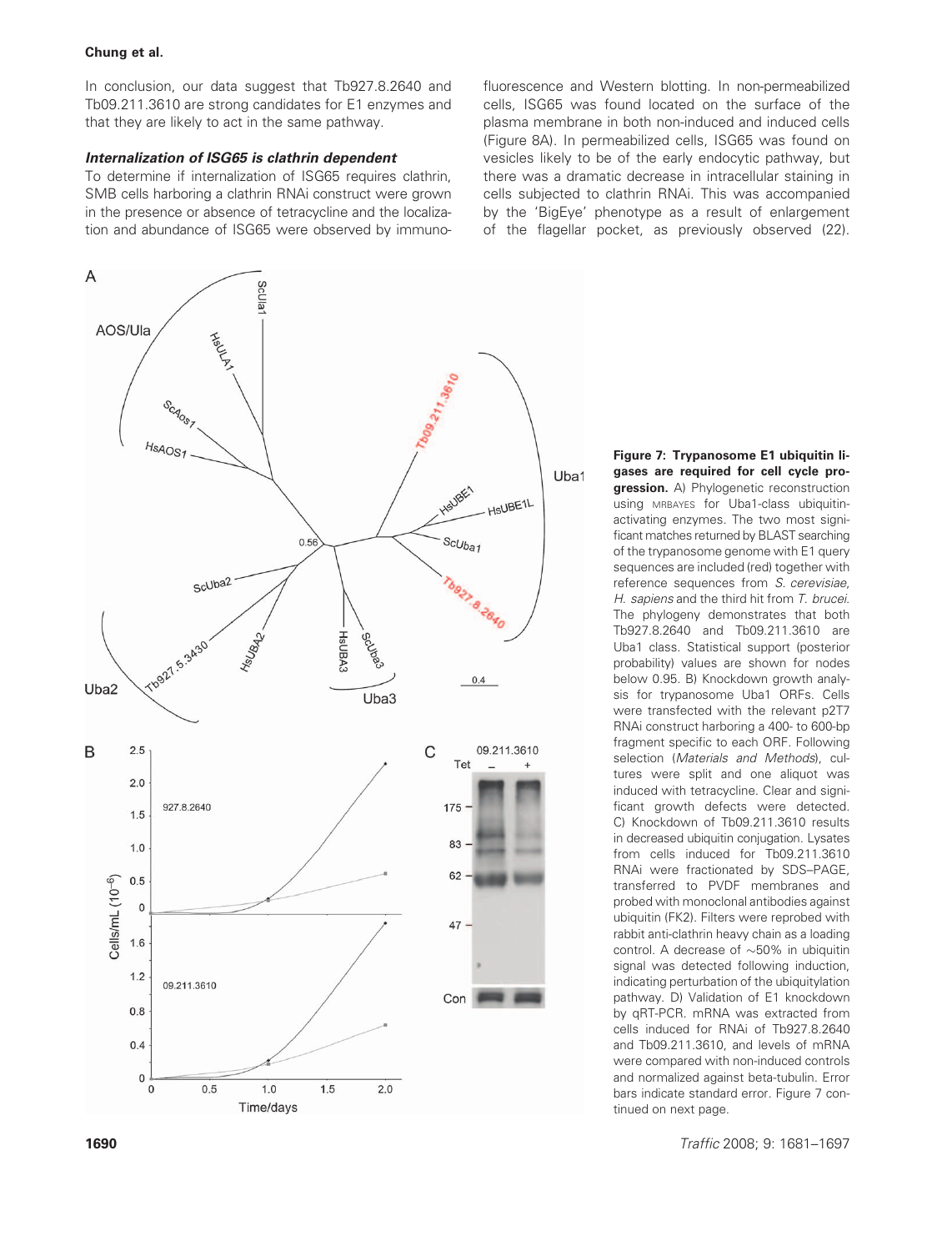In conclusion, our data suggest that Tb927.8.2640 and Tb09.211.3610 are strong candidates for E1 enzymes and that they are likely to act in the same pathway.

### *Internalization of ISG65 is clathrin dependent*

To determine if internalization of ISG65 requires clathrin, SMB cells harboring a clathrin RNAi construct were grown in the presence or absence of tetracycline and the localization and abundance of ISG65 were observed by immunofluorescence and Western blotting. In non-permeabilized cells, ISG65 was found located on the surface of the plasma membrane in both non-induced and induced cells (Figure 8A). In permeabilized cells, ISG65 was found on vesicles likely to be of the early endocytic pathway, but there was a dramatic decrease in intracellular staining in cells subjected to clathrin RNAi. This was accompanied by the 'BigEye' phenotype as a result of enlargement of the flagellar pocket, as previously observed (22).

**Figure 7: Trypanosome E1 ubiquitin ligases are required for cell cycle progression.** A) Phylogenetic reconstruction using MRBAYES for Uba1-class ubiquitin-activating enzymes. The two most significant matches returned by BLAST searching of the trypanosome genome with E1 query sequences are included (red) together with reference sequences from *S. cerevisiae*, *H. sapiens* and the third hit from *T. brucei*. The phylogeny demonstrates that both Tb927.8.2640 and Tb09.211.3610 are Uba1 class. Statistical support (posterior probability) values are shown for nodes below 0.95. B) Knockdown growth analysis for trypanosome Uba1 ORFs. Cells were transfected with the relevant p2T7 RNAi construct harboring a 400- to 600-bp fragment specific to each ORF. Following selection (*Materials and Methods*), cultures were split and one aliquot was induced with tetracycline. Clear and significant growth defects were detected. C) Knockdown of Tb09.211.3610 results in decreased ubiquitin conjugation. Lysates from cells induced for Tb09.211.3610 RNAi were fractionated by SDS–PAGE, transferred to PVDF membranes and probed with monoclonal antibodies against ubiquitin (FK2). Filters were reprobed with rabbit anti-clathrin heavy chain as a loading control. A decrease of ~50% in ubiquitin signal was detected following induction, indicating perturbation of the ubiquitylation pathway. D) Validation of E1 knockdown by qRT-PCR. mRNA was extracted from cells induced for RNAi of Tb927.8.2640 and Tb09.211.3610, and levels of mRNA were compared with non-induced controls and normalized against beta-tubulin. Error bars indicate standard error. Figure 7 continued on next page.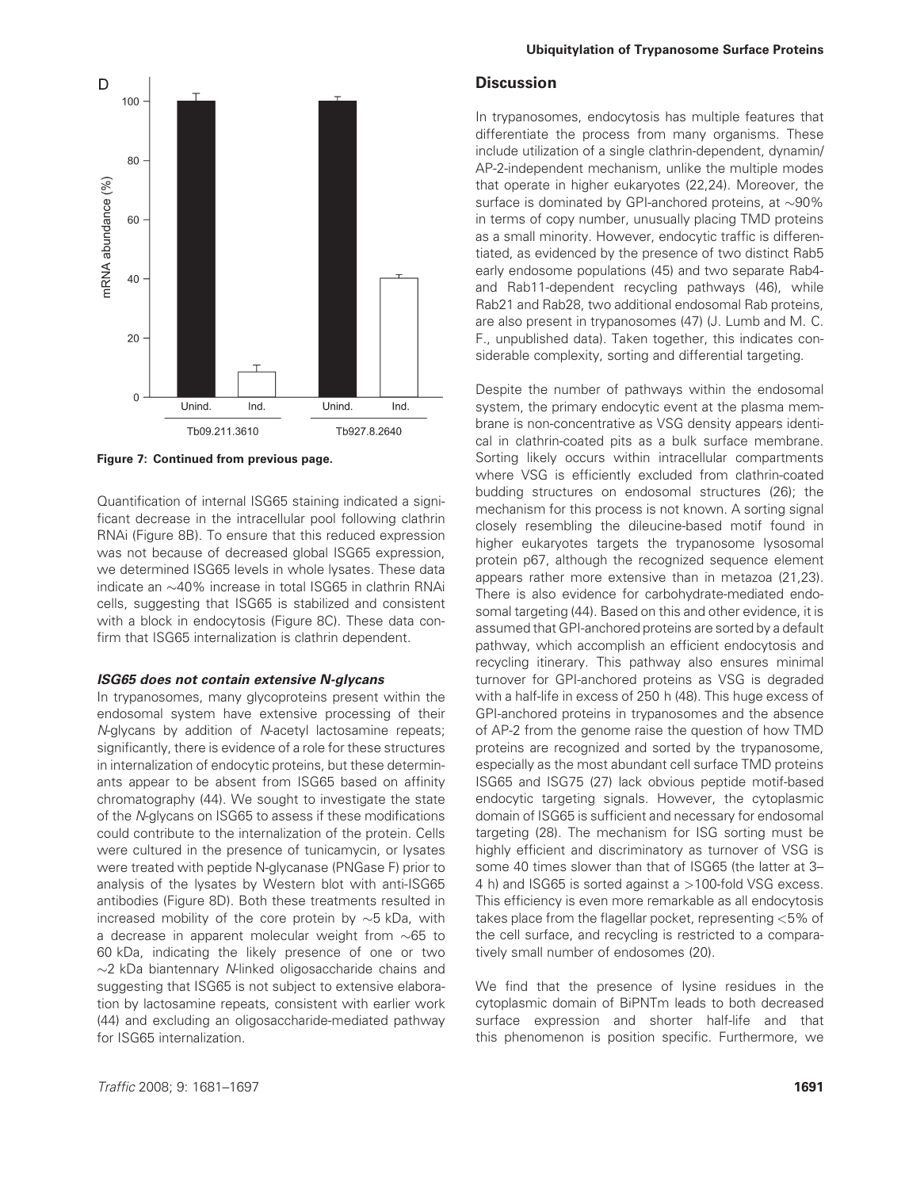D

Figure 7: Continued from previous page.

Quantification of internal ISG65 staining indicated a significant decrease in the intracellular pool following clathrin RNAi (Figure 8B). To ensure that this reduced expression was not because of decreased global ISG65 expression, we determined ISG65 levels in whole lysates. These data indicate an ~40% increase in total ISG65 in clathrin RNAi cells, suggesting that ISG65 is stabilized and consistent with a block in endocytosis (Figure 8C). These data confirm that ISG65 internalization is clathrin dependent.

### *ISG65 does not contain extensive N-glycans*

In trypanosomes, many glycoproteins present within the endosomal system have extensive processing of their *N*-glycans by addition of *N*-acetyl lactosamine repeats; significantly, there is evidence of a role for these structures in internalization of endocytic proteins, but these determinants appear to be absent from ISG65 based on affinity chromatography (44). We sought to investigate the state of the *N*-glycans on ISG65 to assess if these modifications could contribute to the internalization of the protein. Cells were cultured in the presence of tunicamycin, or lysates were treated with peptide N-glycanase (PNGase F) prior to analysis of the lysates by Western blot with anti-ISG65 antibodies (Figure 8D). Both these treatments resulted in increased mobility of the core protein by ~5 kDa, with a decrease in apparent molecular weight from ~65 to 60 kDa, indicating the likely presence of one or two ~2 kDa biantennary *N*-linked oligosaccharide chains and suggesting that ISG65 is not subject to extensive elaboration by lactosamine repeats, consistent with earlier work (44) and excluding an oligosaccharide-mediated pathway for ISG65 internalization.

## Discussion

In trypanosomes, endocytosis has multiple features that differentiate the process from many organisms. These include utilization of a single clathrin-dependent, dynamin/AP-2-independent mechanism, unlike the multiple modes that operate in higher eukaryotes (22,24). Moreover, the surface is dominated by GPI-anchored proteins, at ~90% in terms of copy number, unusually placing TMD proteins as a small minority. However, endocytic traffic is differentiated, as evidenced by the presence of two distinct Rab5 early endosome populations (45) and two separate Rab4- and Rab11-dependent recycling pathways (46), while Rab21 and Rab28, two additional endosomal Rab proteins, are also present in trypanosomes (47) (J. Lumb and M. C. F., unpublished data). Taken together, this indicates considerable complexity, sorting and differential targeting.

Despite the number of pathways within the endosomal system, the primary endocytic event at the plasma membrane is non-concentrative as VSG density appears identical in clathrin-coated pits as a bulk surface membrane. Sorting likely occurs within intracellular compartments where VSG is efficiently excluded from clathrin-coated budding structures on endosomal structures (26); the mechanism for this process is not known. A sorting signal closely resembling the dileucine-based motif found in higher eukaryotes targets the trypanosome lysosomal protein p67, although the recognized sequence element appears rather more extensive than in metazoa (21,23). There is also evidence for carbohydrate-mediated endosomal targeting (44). Based on this and other evidence, it is assumed that GPI-anchored proteins are sorted by a default pathway, which accomplish an efficient endocytosis and recycling itinerary. This pathway also ensures minimal turnover for GPI-anchored proteins as VSG is degraded with a half-life in excess of 250 h (48). This huge excess of GPI-anchored proteins in trypanosomes and the absence of AP-2 from the genome raise the question of how TMD proteins are recognized and sorted by the trypanosome, especially as the most abundant cell surface TMD proteins ISG65 and ISG75 (27) lack obvious peptide motif-based endocytic targeting signals. However, the cytoplasmic domain of ISG65 is sufficient and necessary for endosomal targeting (28). The mechanism for ISG sorting must be highly efficient and discriminatory as turnover of VSG is some 40 times slower than that of ISG65 (the latter at 3–4 h) and ISG65 is sorted against a >100-fold VSG excess. This efficiency is even more remarkable as all endocytosis takes place from the flagellar pocket, representing <5% of the cell surface, and recycling is restricted to a comparatively small number of endosomes (20).

We find that the presence of lysine residues in the cytoplasmic domain of BiPNTm leads to both decreased surface expression and shorter half-life and that this phenomenon is position specific. Furthermore, we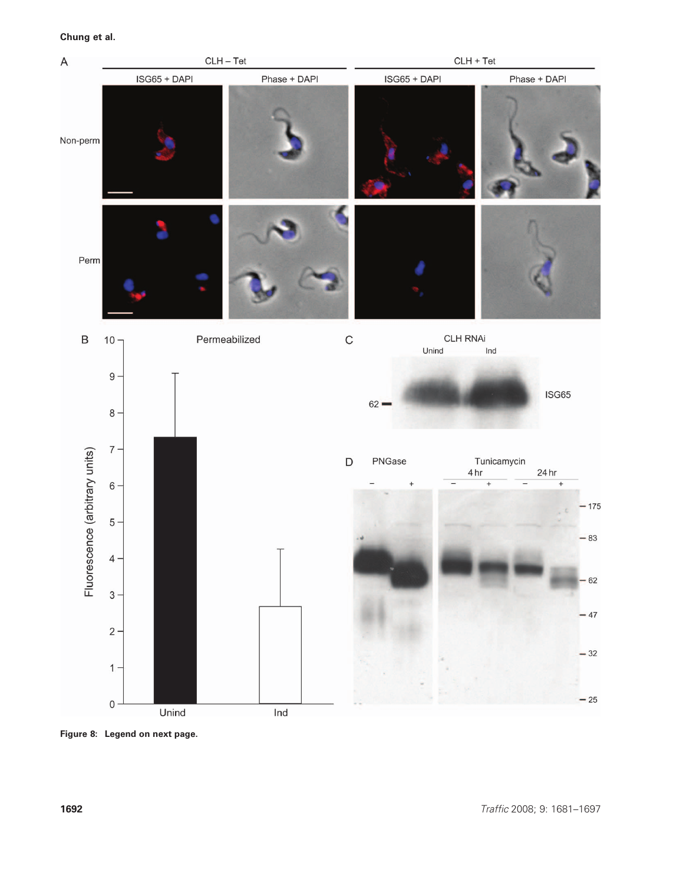**Figure 8:** **Legend on next page.**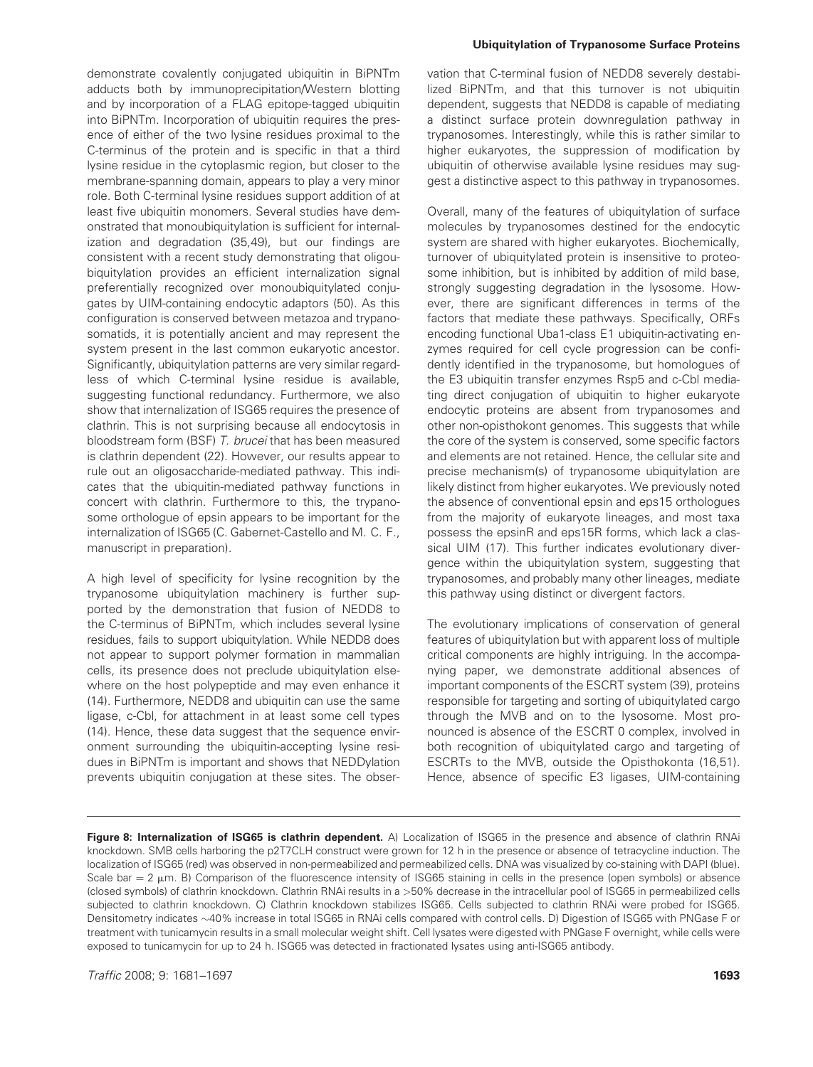demonstrate covalently conjugated ubiquitin in BiPNTm adducts both by immunoprecipitation/Western blotting and by incorporation of a FLAG epitope-tagged ubiquitin into BiPNTm. Incorporation of ubiquitin requires the presence of either of the two lysine residues proximal to the C-terminus of the protein and is specific in that a third lysine residue in the cytoplasmic region, but closer to the membrane-spanning domain, appears to play a very minor role. Both C-terminal lysine residues support addition of at least five ubiquitin monomers. Several studies have demonstrated that monoubiquitylation is sufficient for internalization and degradation (35,49), but our findings are consistent with a recent study demonstrating that oligoubiquitylation provides an efficient internalization signal preferentially recognized over monoubiquitylated conjugates by UIM-containing endocytic adaptors (50). As this configuration is conserved between metazoa and trypanosomatids, it is potentially ancient and may represent the system present in the last common eukaryotic ancestor. Significantly, ubiquitylation patterns are very similar regardless of which C-terminal lysine residue is available, suggesting functional redundancy. Furthermore, we also show that internalization of ISG65 requires the presence of clathrin. This is not surprising because all endocytosis in bloodstream form (BSF) *T. brucei* that has been measured is clathrin dependent (22). However, our results appear to rule out an oligosaccharide-mediated pathway. This indicates that the ubiquitin-mediated pathway functions in concert with clathrin. Furthermore to this, the trypanosome orthologue of epsin appears to be important for the internalization of ISG65 (C. Gabernet-Castello and M. C. F., manuscript in preparation).

A high level of specificity for lysine recognition by the trypanosome ubiquitylation machinery is further supported by the demonstration that fusion of NEDD8 to the C-terminus of BiPNTm, which includes several lysine residues, fails to support ubiquitylation. While NEDD8 does not appear to support polymer formation in mammalian cells, its presence does not preclude ubiquitylation elsewhere on the host polypeptide and may even enhance it (14). Furthermore, NEDD8 and ubiquitin can use the same ligase, c-Cbl, for attachment in at least some cell types (14). Hence, these data suggest that the sequence environment surrounding the ubiquitin-accepting lysine residues in BiPNTm is important and shows that NEDDylation prevents ubiquitin conjugation at these sites. The observation that C-terminal fusion of NEDD8 severely destabilized BiPNTm, and that this turnover is not ubiquitin dependent, suggests that NEDD8 is capable of mediating a distinct surface protein downregulation pathway in trypanosomes. Interestingly, while this is rather similar to higher eukaryotes, the suppression of modification by ubiquitin of otherwise available lysine residues may suggest a distinctive aspect to this pathway in trypanosomes.

Overall, many of the features of ubiquitylation of surface molecules by trypanosomes destined for the endocytic system are shared with higher eukaryotes. Biochemically, turnover of ubiquitylated protein is insensitive to proteosome inhibition, but is inhibited by addition of mild base, strongly suggesting degradation in the lysosome. However, there are significant differences in terms of the factors that mediate these pathways. Specifically, ORFs encoding functional Uba1-class E1 ubiquitin-activating enzymes required for cell cycle progression can be confidently identified in the trypanosome, but homologues of the E3 ubiquitin transfer enzymes Rsp5 and c-Cbl mediating direct conjugation of ubiquitin to higher eukaryote endocytic proteins are absent from trypanosomes and other non-opisthokont genomes. This suggests that while the core of the system is conserved, some specific factors and elements are not retained. Hence, the cellular site and precise mechanism(s) of trypanosome ubiquitylation are likely distinct from higher eukaryotes. We previously noted the absence of conventional epsin and eps15 orthologues from the majority of eukaryote lineages, and most taxa possess the epsinR and eps15R forms, which lack a classical UIM (17). This further indicates evolutionary divergence within the ubiquitylation system, suggesting that trypanosomes, and probably many other lineages, mediate this pathway using distinct or divergent factors.

The evolutionary implications of conservation of general features of ubiquitylation but with apparent loss of multiple critical components are highly intriguing. In the accompanying paper, we demonstrate additional absences of important components of the ESCRT system (39), proteins responsible for targeting and sorting of ubiquitylated cargo through the MVB and on to the lysosome. Most pronounced is absence of the ESCRT 0 complex, involved in both recognition of ubiquitylated cargo and targeting of ESCRTs to the MVB, outside the Opisthokonta (16,51). Hence, absence of specific E3 ligases, UIM-containing

**Figure 8: Internalization of ISG65 is clathrin dependent.** A) Localization of ISG65 in the presence and absence of clathrin RNAi knockdown. SMB cells harboring the p2T7CLH construct were grown for 12 h in the presence or absence of tetracycline induction. The localization of ISG65 (red) was observed in non-permeabilized and permeabilized cells. DNA was visualized by co-staining with DAPI (blue). Scale bar = 2 μm. B) Comparison of the fluorescence intensity of ISG65 staining in cells in the presence (open symbols) or absence (closed symbols) of clathrin knockdown. Clathrin RNAi results in a >50% decrease in the intracellular pool of ISG65 in permeabilized cells subjected to clathrin knockdown. C) Clathrin knockdown stabilizes ISG65. Cells subjected to clathrin RNAi were probed for ISG65. Densitometry indicates ~40% increase in total ISG65 in RNAi cells compared with control cells. D) Digestion of ISG65 with PNGase F or treatment with tunicamycin results in a small molecular weight shift. Cell lysates were digested with PNGase F overnight, while cells were exposed to tunicamycin for up to 24 h. ISG65 was detected in fractionated lysates using anti-ISG65 antibody.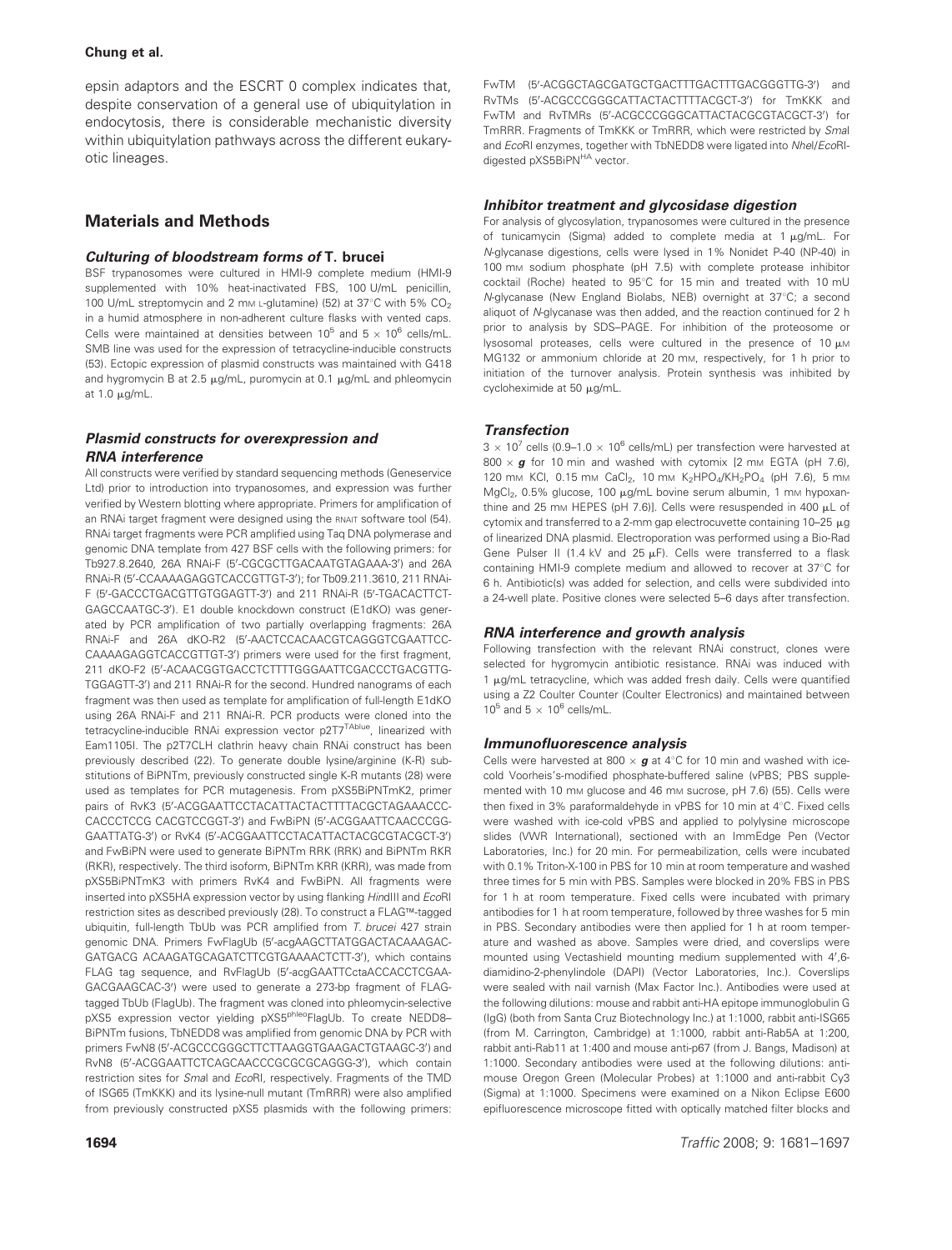epsin adaptors and the ESCRT 0 complex indicates that, despite conservation of a general use of ubiquitylation in endocytosis, there is considerable mechanistic diversity within ubiquitylation pathways across the different eukaryotic lineages.

## Materials and Methods

### *Culturing of bloodstream forms of* T. brucei

BSF trypanosomes were cultured in HMI-9 complete medium (HMI-9 supplemented with 10% heat-inactivated FBS, 100 U/mL penicillin, 100 U/mL streptomycin and 2 mM L-glutamine) (52) at 37°C with 5% $CO_2$ in a humid atmosphere in non-adherent culture flasks with vented caps. Cells were maintained at densities between $10^5$ and $5 \times 10^6$ cells/mL. SMB line was used for the expression of tetracycline-inducible constructs (53). Ectopic expression of plasmid constructs was maintained with G418 and hygromycin B at 2.5 μg/mL, puromycin at 0.1 μg/mL and phleomycin at 1.0 μg/mL.

### *Plasmid constructs for overexpression and RNA interference*

All constructs were verified by standard sequencing methods (Geneservice Ltd) prior to introduction into trypanosomes, and expression was further verified by Western blotting where appropriate. Primers for amplification of an RNAi target fragment were designed using the RNAIT software tool (54). RNAi target fragments were PCR amplified using Taq DNA polymerase and genomic DNA template from 427 BSF cells with the following primers: for Tb927.8.2640, 26A RNAi-F (5′-CGCGCTTGACAATGTAGAAA-3′) and 26A RNAi-R (5′-CCAAAAGAGGTCACCGTTGT-3′); for Tb09.211.3610, 211 RNAi-F (5′-GACCCTGACGTTGTGGAGTT-3′) and 211 RNAi-R (5′-TGACACTTCTGAGCCAATGC-3′). E1 double knockdown construct (E1dKO) was generated by PCR amplification of two partially overlapping fragments: 26A RNAi-F and 26A dKO-R2 (5′-AACTCCACAACGTCAGGGTCGAATTCCCAAAAGAGGTCACCGTTGT-3′) primers were used for the first fragment, 211 dKO-F2 (5′-ACAACGGTGACCTCTTTTGGGAATTCGACCCTGACGTTGTGGAGTT-3′) and 211 RNAi-R for the second. Hundred nanograms of each fragment was then used as template for amplification of full-length E1dKO using 26A RNAi-F and 211 RNAi-R. PCR products were cloned into the tetracycline-inducible RNAi expression vector p2T7$^{TAblue}$, linearized with Eam1105I. The p2T7CLH clathrin heavy chain RNAi construct has been previously described (22). To generate double lysine/arginine (K-R) substitutions of BiPNTm, previously constructed single K-R mutants (28) were used as templates for PCR mutagenesis. From pXS5BiPNTmK2, primer pairs of RvK3 (5′-ACGGAATTCCTACATTACTACTTTTACGCTAGAAACCCCACCCTCCG CACGTCCGGT-3′) and FwBiPN (5′-ACGGAATTCAACCCGGGAATTATG-3′) or RvK4 (5′-ACGGAATTCCTACATTACTACGCGTACGCT-3′) and FwBiPN were used to generate BiPNTm RRK (RRK) and BiPNTm RKR (RKR), respectively. The third isoform, BiPNTm KRR (KRR), was made from pXS5BiPNTmK3 with primers RvK4 and FwBiPN. All fragments were inserted into pXS5HA expression vector by using flanking *Hin*dIII and *Eco*RI restriction sites as described previously (28). To construct a FLAG™-tagged ubiquitin, full-length TbUb was PCR amplified from *T. brucei* 427 strain genomic DNA. Primers FwFlagUb (5′-acgAAGCTTATGGACTACAAAGACGATGACG ACAAGATGCAGATCTTCGTGAAAACTCTT-3′), which contains FLAG tag sequence, and RvFlagUb (5′-acgGAATTCctaACCACCTCGAAGACGAAGCAC-3′) were used to generate a 273-bp fragment of FLAG-tagged TbUb (FlagUb). The fragment was cloned into phleomycin-selective pXS5 expression vector yielding pXS5$^{phleo}$FlagUb. To create NEDD8–BiPNTm fusions, TbNEDD8 was amplified from genomic DNA by PCR with primers FwN8 (5′-ACGCCCGGGCTTCTTAAGGTGAAGACTGTAAGC-3′) and RvN8 (5′-ACGGAATTCTCAGCAACCCGCGCGCAGGG-3′), which contain restriction sites for *Sma*I and *Eco*RI, respectively. Fragments of the TMD of ISG65 (TmKKK) and its lysine-null mutant (TmRRR) were also amplified from previously constructed pXS5 plasmids with the following primers: FwTM (5′-ACGGCTAGCGATGCTGACTTTGACTTTGACGGGTTG-3′) and RvTMs (5′-ACGCCCGGGCATTACTACTTTTACGCT-3′) for TmKKK and FwTM and RvTMRs (5′-ACGCCCGGGCATTACTACGCGTACGCT-3′) for TmRRR. Fragments of TmKKK or TmRRR, which were restricted by *Sma*I and *Eco*RI enzymes, together with TbNEDD8 were ligated into *Nhe*I/*Eco*RI-digested pXS5BiPN$^{HA}$ vector.

### *Inhibitor treatment and glycosidase digestion*

For analysis of glycosylation, trypanosomes were cultured in the presence of tunicamycin (Sigma) added to complete media at 1 μg/mL. For *N*-glycanase digestions, cells were lysed in 1% Nonidet P-40 (NP-40) in 100 mM sodium phosphate (pH 7.5) with complete protease inhibitor cocktail (Roche) heated to 95°C for 15 min and treated with 10 mU *N*-glycanase (New England Biolabs, NEB) overnight at 37°C; a second aliquot of *N*-glycanase was then added, and the reaction continued for 2 h prior to analysis by SDS–PAGE. For inhibition of the proteosome or lysosomal proteases, cells were cultured in the presence of 10 μM MG132 or ammonium chloride at 20 mM, respectively, for 1 h prior to initiation of the turnover analysis. Protein synthesis was inhibited by cycloheximide at 50 μg/mL.

### *Transfection*

$3 \times 10^7$ cells ($0.9–1.0 \times 10^6$ cells/mL) per transfection were harvested at 800 × ***g*** for 10 min and washed with cytomix [2 mM EGTA (pH 7.6), 120 mM KCl, 0.15 mM $CaCl_2$, 10 mM $K_2HPO_4/KH_2PO_4$ (pH 7.6), 5 mM $MgCl_2$, 0.5% glucose, 100 μg/mL bovine serum albumin, 1 mM hypoxanthine and 25 mM HEPES (pH 7.6)]. Cells were resuspended in 400 μL of cytomix and transferred to a 2-mm gap electrocuvette containing 10–25 μg of linearized DNA plasmid. Electroporation was performed using a Bio-Rad Gene Pulser II (1.4 kV and 25 μF). Cells were transferred to a flask containing HMI-9 complete medium and allowed to recover at 37°C for 6 h. Antibiotic(s) was added for selection, and cells were subdivided into a 24-well plate. Positive clones were selected 5–6 days after transfection.

### *RNA interference and growth analysis*

Following transfection with the relevant RNAi construct, clones were selected for hygromycin antibiotic resistance. RNAi was induced with 1 μg/mL tetracycline, which was added fresh daily. Cells were quantified using a Z2 Coulter Counter (Coulter Electronics) and maintained between $10^5$ and $5 \times 10^6$ cells/mL.

### *Immunofluorescence analysis*

Cells were harvested at 800 × ***g*** at 4°C for 10 min and washed with ice-cold Voorheis's-modified phosphate-buffered saline (vPBS; PBS supplemented with 10 mM glucose and 46 mM sucrose, pH 7.6) (55). Cells were then fixed in 3% paraformaldehyde in vPBS for 10 min at 4°C. Fixed cells were washed with ice-cold vPBS and applied to polylysine microscope slides (VWR International), sectioned with an ImmEdge Pen (Vector Laboratories, Inc.) for 20 min. For permeabilization, cells were incubated with 0.1% Triton-X-100 in PBS for 10 min at room temperature and washed three times for 5 min with PBS. Samples were blocked in 20% FBS in PBS for 1 h at room temperature. Fixed cells were incubated with primary antibodies for 1 h at room temperature, followed by three washes for 5 min in PBS. Secondary antibodies were then applied for 1 h at room temperature and washed as above. Samples were dried, and coverslips were mounted using Vectashield mounting medium supplemented with 4′,6-diamidino-2-phenylindole (DAPI) (Vector Laboratories, Inc.). Coverslips were sealed with nail varnish (Max Factor Inc.). Antibodies were used at the following dilutions: mouse and rabbit anti-HA epitope immunoglobulin G (IgG) (both from Santa Cruz Biotechnology Inc.) at 1:1000, rabbit anti-ISG65 (from M. Carrington, Cambridge) at 1:1000, rabbit anti-Rab5A at 1:200, rabbit anti-Rab11 at 1:400 and mouse anti-p67 (from J. Bangs, Madison) at 1:1000. Secondary antibodies were used at the following dilutions: anti-mouse Oregon Green (Molecular Probes) at 1:1000 and anti-rabbit Cy3 (Sigma) at 1:1000. Specimens were examined on a Nikon Eclipse E600 epifluorescence microscope fitted with optically matched filter blocks and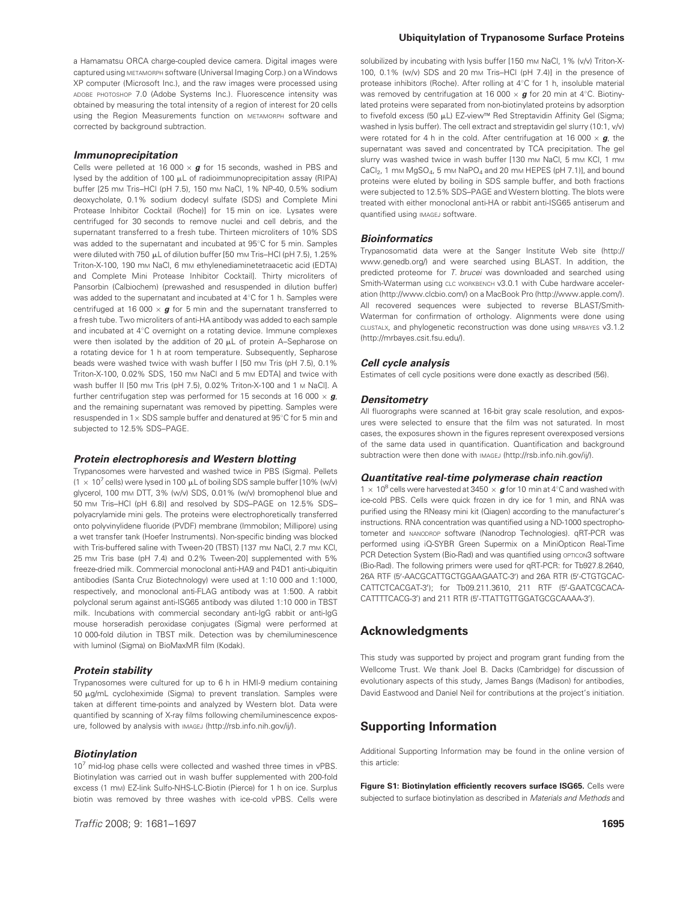a Hamamatsu ORCA charge-coupled device camera. Digital images were captured using METAMORPH software (Universal Imaging Corp.) on a Windows XP computer (Microsoft Inc.), and the raw images were processed using ADOBE PHOTOSHOP 7.0 (Adobe Systems Inc.). Fluorescence intensity was obtained by measuring the total intensity of a region of interest for 20 cells using the Region Measurements function on METAMORPH software and corrected by background subtraction.

### Immunoprecipitation

Cells were pelleted at 16 000 × ***g*** for 15 seconds, washed in PBS and lysed by the addition of 100 μL of radioimmunoprecipitation assay (RIPA) buffer [25 mM Tris–HCl (pH 7.5), 150 mM NaCl, 1% NP-40, 0.5% sodium deoxycholate, 0.1% sodium dodecyl sulfate (SDS) and Complete Mini Protease Inhibitor Cocktail (Roche)] for 15 min on ice. Lysates were centrifuged for 30 seconds to remove nuclei and cell debris, and the supernatant transferred to a fresh tube. Thirteen microliters of 10% SDS was added to the supernatant and incubated at 95°C for 5 min. Samples were diluted with 750 μL of dilution buffer [50 mM Tris–HCl (pH 7.5), 1.25% Triton-X-100, 190 mM NaCl, 6 mM ethylenediaminetetraacetic acid (EDTA) and Complete Mini Protease Inhibitor Cocktail]. Thirty microliters of Pansorbin (Calbiochem) (prewashed and resuspended in dilution buffer) was added to the supernatant and incubated at 4°C for 1 h. Samples were centrifuged at 16 000 × ***g*** for 5 min and the supernatant transferred to a fresh tube. Two microliters of anti-HA antibody was added to each sample and incubated at 4°C overnight on a rotating device. Immune complexes were then isolated by the addition of 20 μL of protein A–Sepharose on a rotating device for 1 h at room temperature. Subsequently, Sepharose beads were washed twice with wash buffer I [50 mM Tris (pH 7.5), 0.1% Triton-X-100, 0.02% SDS, 150 mM NaCl and 5 mM EDTA] and twice with wash buffer II [50 mM Tris (pH 7.5), 0.02% Triton-X-100 and 1 M NaCl]. A further centrifugation step was performed for 15 seconds at 16 000 × ***g***, and the remaining supernatant was removed by pipetting. Samples were resuspended in 1× SDS sample buffer and denatured at 95°C for 5 min and subjected to 12.5% SDS–PAGE.

### Protein electrophoresis and Western blotting

Trypanosomes were harvested and washed twice in PBS (Sigma). Pellets ($1 \times 10^7$ cells) were lysed in 100 μL of boiling SDS sample buffer [10% (w/v) glycerol, 100 mM DTT, 3% (w/v) SDS, 0.01% (w/v) bromophenol blue and 50 mM Tris–HCl (pH 6.8)] and resolved by SDS–PAGE on 12.5% SDS–polyacrylamide mini gels. The proteins were electrophoretically transferred onto polyvinylidene fluoride (PVDF) membrane (Immobilon; Millipore) using a wet transfer tank (Hoefer Instruments). Non-specific binding was blocked with Tris-buffered saline with Tween-20 (TBST) [137 mM NaCl, 2.7 mM KCl, 25 mM Tris base (pH 7.4) and 0.2% Tween-20] supplemented with 5% freeze-dried milk. Commercial monoclonal anti-HA9 and P4D1 anti-ubiquitin antibodies (Santa Cruz Biotechnology) were used at 1:10 000 and 1:1000, respectively, and monoclonal anti-FLAG antibody was at 1:500. A rabbit polyclonal serum against anti-ISG65 antibody was diluted 1:10 000 in TBST milk. Incubations with commercial secondary anti-IgG rabbit or anti-IgG mouse horseradish peroxidase conjugates (Sigma) were performed at 10 000-fold dilution in TBST milk. Detection was by chemiluminescence with luminol (Sigma) on BioMaxMR film (Kodak).

### Protein stability

Trypanosomes were cultured for up to 6 h in HMI-9 medium containing 50 μg/mL cycloheximide (Sigma) to prevent translation. Samples were taken at different time-points and analyzed by Western blot. Data were quantified by scanning of X-ray films following chemiluminescence exposure, followed by analysis with IMAGEJ (http://rsb.info.nih.gov/ij/).

### Biotinylation

$10^7$ mid-log phase cells were collected and washed three times in vPBS. Biotinylation was carried out in wash buffer supplemented with 200-fold excess (1 mM) EZ-link Sulfo-NHS-LC-Biotin (Pierce) for 1 h on ice. Surplus biotin was removed by three washes with ice-cold vPBS. Cells were solubilized by incubating with lysis buffer [150 mM NaCl, 1% (v/v) Triton-X-100, 0.1% (w/v) SDS and 20 mM Tris–HCl (pH 7.4)] in the presence of protease inhibitors (Roche). After rolling at 4°C for 1 h, insoluble material was removed by centrifugation at 16 000 × ***g*** for 20 min at 4°C. Biotinylated proteins were separated from non-biotinylated proteins by adsorption to fivefold excess (50 μL) EZ-view™ Red Streptavidin Affinity Gel (Sigma; washed in lysis buffer). The cell extract and streptavidin gel slurry (10:1, v/v) were rotated for 4 h in the cold. After centrifugation at 16 000 × ***g***, the supernatant was saved and concentrated by TCA precipitation. The gel slurry was washed twice in wash buffer [130 mM NaCl, 5 mM KCl, 1 mM $CaCl_2$, 1 mM $MgSO_4$, 5 mM $NaPO_4$ and 20 mM HEPES (pH 7.1)], and bound proteins were eluted by boiling in SDS sample buffer, and both fractions were subjected to 12.5% SDS–PAGE and Western blotting. The blots were treated with either monoclonal anti-HA or rabbit anti-ISG65 antiserum and quantified using IMAGEJ software.

### Bioinformatics

Trypanosomatid data were at the Sanger Institute Web site (http://www.genedb.org/) and were searched using BLAST. In addition, the predicted proteome for *T. brucei* was downloaded and searched using Smith-Waterman using CLC WORKBENCH v3.0.1 with Cube hardware acceleration (http://www.clcbio.com/) on a MacBook Pro (http://www.apple.com/). All recovered sequences were subjected to reverse BLAST/Smith-Waterman for confirmation of orthology. Alignments were done using CLUSTALX, and phylogenetic reconstruction was done using MRBAYES v3.1.2 (http://mrbayes.csit.fsu.edu/).

### Cell cycle analysis

Estimates of cell cycle positions were done exactly as described (56).

### Densitometry

All fluorographs were scanned at 16-bit gray scale resolution, and exposures were selected to ensure that the film was not saturated. In most cases, the exposures shown in the figures represent overexposed versions of the same data used in quantification. Quantification and background subtraction were then done with IMAGEJ (http://rsb.info.nih.gov/ij/).

### Quantitative real-time polymerase chain reaction

$1 \times 10^8$ cells were harvested at 3450 × ***g*** for 10 min at 4°C and washed with ice-cold PBS. Cells were quick frozen in dry ice for 1 min, and RNA was purified using the RNeasy mini kit (Qiagen) according to the manufacturer's instructions. RNA concentration was quantified using a ND-1000 spectrophotometer and NANODROP software (Nanodrop Technologies). qRT-PCR was performed using iQ-SYBR Green Supermix on a MiniOpticon Real-Time PCR Detection System (Bio-Rad) and was quantified using OPTICON3 software (Bio-Rad). The following primers were used for qRT-PCR: for Tb927.8.2640, 26A RTF (5′-AACGCATTGCTGGAAGAATC-3′) and 26A RTR (5′-CTGTGCACCATTCTCACGAT-3′); for Tb09.211.3610, 211 RTF (5′-GAATCGCACACATTTTCACG-3′) and 211 RTR (5′-TTATTGTTGGATGCGCAAAA-3′).

## Acknowledgments

This study was supported by project and program grant funding from the Wellcome Trust. We thank Joel B. Dacks (Cambridge) for discussion of evolutionary aspects of this study, James Bangs (Madison) for antibodies, David Eastwood and Daniel Neil for contributions at the project's initiation.

## Supporting Information

Additional Supporting Information may be found in the online version of this article:

**Figure S1: Biotinylation efficiently recovers surface ISG65.** Cells were subjected to surface biotinylation as described in *Materials and Methods* and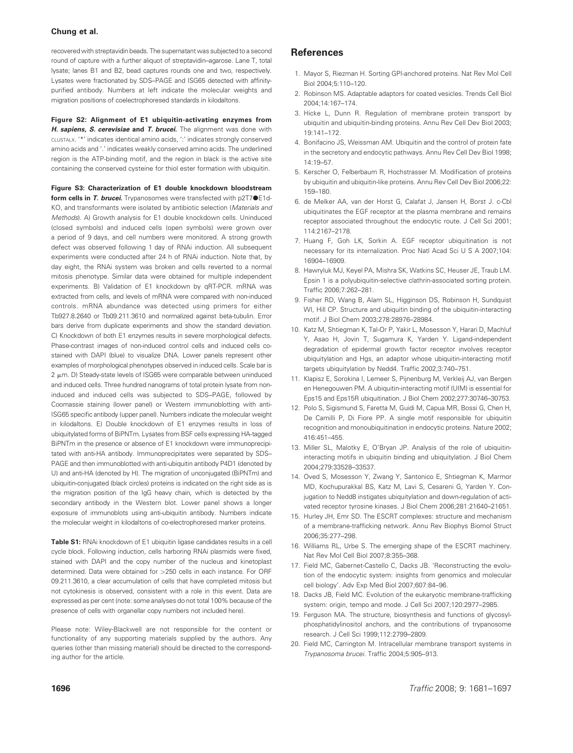recovered with streptavidin beads. The supernatant was subjected to a second round of capture with a further aliquot of streptavidin–agarose. Lane T, total lysate; lanes B1 and B2, bead captures rounds one and two, respectively. Lysates were fractionated by SDS–PAGE and ISG65 detected with affinity-purified antibody. Numbers at left indicate the molecular weights and migration positions of coelectrophoresed standards in kilodaltons.

**Figure S2: Alignment of E1 ubiquitin-activating enzymes from *H. sapiens*, *S. cerevisiae* and *T. brucei*.** The alignment was done with CLUSTALX. '*' indicates identical amino acids, ':' indicates strongly conserved amino acids and '.' indicates weakly conserved amino acids. The underlined region is the ATP-binding motif, and the region in black is the active site containing the conserved cysteine for thiol ester formation with ubiquitin.

**Figure S3: Characterization of E1 double knockdown bloodstream form cells in *T. brucei*.** Trypanosomes were transfected with p2T7●E1d-KO, and transformants were isolated by antibiotic selection (*Materials and Methods*). A) Growth analysis for E1 double knockdown cells. Uninduced (closed symbols) and induced cells (open symbols) were grown over a period of 9 days, and cell numbers were monitored. A strong growth defect was observed following 1 day of RNAi induction. All subsequent experiments were conducted after 24 h of RNAi induction. Note that, by day eight, the RNAi system was broken and cells reverted to a normal mitosis phenotype. Similar data were obtained for multiple independent experiments. B) Validation of E1 knockdown by qRT-PCR. mRNA was extracted from cells, and levels of mRNA were compared with non-induced controls. mRNA abundance was detected using primers for either Tb927.8.2640 or Tb09.211.3610 and normalized against beta-tubulin. Error bars derive from duplicate experiments and show the standard deviation. C) Knockdown of both E1 enzymes results in severe morphological defects. Phase-contrast images of non-induced control cells and induced cells co-stained with DAPI (blue) to visualize DNA. Lower panels represent other examples of morphological phenotypes observed in induced cells. Scale bar is 2 μm. D) Steady-state levels of ISG65 were comparable between uninduced and induced cells. Three hundred nanograms of total protein lysate from non-induced and induced cells was subjected to SDS–PAGE, followed by Coomassie staining (lower panel) or Western immunoblotting with anti-ISG65 specific antibody (upper panel). Numbers indicate the molecular weight in kilodaltons. E) Double knockdown of E1 enzymes results in loss of ubiquitylated forms of BiPNTm. Lysates from BSF cells expressing HA-tagged BiPNTm in the presence or absence of E1 knockdown were immunoprecipitated with anti-HA antibody. Immunoprecipitates were separated by SDS–PAGE and then immunoblotted with anti-ubiquitin antibody P4D1 (denoted by U) and anti-HA (denoted by H). The migration of unconjugated (BiPNTm) and ubiquitin-conjugated (black circles) proteins is indicated on the right side as is the migration position of the IgG heavy chain, which is detected by the secondary antibody in the Western blot. Lower panel shows a longer exposure of immunoblots using anti-ubiquitin antibody. Numbers indicate the molecular weight in kilodaltons of co-electrophoresed marker proteins.

**Table S1:** RNAi knockdown of E1 ubiquitin ligase candidates results in a cell cycle block. Following induction, cells harboring RNAi plasmids were fixed, stained with DAPI and the copy number of the nucleus and kinetoplast determined. Data were obtained for >250 cells in each instance. For ORF 09.211.3610, a clear accumulation of cells that have completed mitosis but not cytokinesis is observed, consistent with a role in this event. Data are expressed as per cent (note: some analyses do not total 100% because of the presence of cells with organellar copy numbers not included here).

Please note: Wiley-Blackwell are not responsible for the content or functionality of any supporting materials supplied by the authors. Any queries (other than missing material) should be directed to the corresponding author for the article.

## References

1. Mayor S, Riezman H. Sorting GPI-anchored proteins. Nat Rev Mol Cell Biol 2004;5:110–120.
2. Robinson MS. Adaptable adaptors for coated vesicles. Trends Cell Biol 2004;14:167–174.
3. Hicke L, Dunn R. Regulation of membrane protein transport by ubiquitin and ubiquitin-binding proteins. Annu Rev Cell Dev Biol 2003;19:141–172.
4. Bonifacino JS, Weissman AM. Ubiquitin and the control of protein fate in the secretory and endocytic pathways. Annu Rev Cell Dev Biol 1998;14:19–57.
5. Kerscher O, Felberbaum R, Hochstrasser M. Modification of proteins by ubiquitin and ubiquitin-like proteins. Annu Rev Cell Dev Biol 2006;22:159–180.
6. de Melker AA, van der Horst G, Calafat J, Jansen H, Borst J. c-Cbl ubiquitinates the EGF receptor at the plasma membrane and remains receptor associated throughout the endocytic route. J Cell Sci 2001;114:2167–2178.
7. Huang F, Goh LK, Sorkin A. EGF receptor ubiquitination is not necessary for its internalization. Proc Natl Acad Sci U S A 2007;104:16904–16909.
8. Hawryluk MJ, Keyel PA, Mishra SK, Watkins SC, Heuser JE, Traub LM. Epsin 1 is a polyubiquitin-selective clathrin-associated sorting protein. Traffic 2006;7:262–281.
9. Fisher RD, Wang B, Alam SL, Higginson DS, Robinson H, Sundquist WI, Hill CP. Structure and ubiquitin binding of the ubiquitin-interacting motif. J Biol Chem 2003;278:28976–28984.
10. Katz M, Shtiegman K, Tal-Or P, Yakir L, Mosesson Y, Harari D, Machluf Y, Asao H, Jovin T, Sugamura K, Yarden Y. Ligand-independent degradation of epidermal growth factor receptor involves receptor ubiquitylation and Hgs, an adaptor whose ubiquitin-interacting motif targets ubiquitylation by Nedd4. Traffic 2002;3:740–751.
11. Klapisz E, Sorokina I, Lemeer S, Pijnenburg M, Verkleij AJ, van Bergen en Henegouwen PM. A ubiquitin-interacting motif (UIM) is essential for Eps15 and Eps15R ubiquitination. J Biol Chem 2002;277:30746–30753.
12. Polo S, Sigismund S, Faretta M, Guidi M, Capua MR, Bossi G, Chen H, De Camilli P, Di Fiore PP. A single motif responsible for ubiquitin recognition and monoubiquitination in endocytic proteins. Nature 2002;416:451–455.
13. Miller SL, Malotky E, O'Bryan JP. Analysis of the role of ubiquitin-interacting motifs in ubiquitin binding and ubiquitylation. J Biol Chem 2004;279:33528–33537.
14. Oved S, Mosesson Y, Zwang Y, Santonico E, Shtiegman K, Marmor MD, Kochupurakkal BS, Katz M, Lavi S, Cesareni G, Yarden Y. Conjugation to Nedd8 instigates ubiquitylation and down-regulation of activated receptor tyrosine kinases. J Biol Chem 2006;281:21640–21651.
15. Hurley JH, Emr SD. The ESCRT complexes: structure and mechanism of a membrane-trafficking network. Annu Rev Biophys Biomol Struct 2006;35:277–298.
16. Williams RL, Urbe S. The emerging shape of the ESCRT machinery. Nat Rev Mol Cell Biol 2007;8:355–368.
17. Field MC, Gabernet-Castello C, Dacks JB. 'Reconstructing the evolution of the endocytic system: insights from genomics and molecular cell biology'. Adv Exp Med Biol 2007;607:84–96.
18. Dacks JB, Field MC. Evolution of the eukaryotic membrane-trafficking system: origin, tempo and mode. J Cell Sci 2007;120:2977–2985.
19. Ferguson MA. The structure, biosynthesis and functions of glycosylphosphatidylinositol anchors, and the contributions of trypanosome research. J Cell Sci 1999;112:2799–2809.
20. Field MC, Carrington M. Intracellular membrane transport systems in *Trypanosoma brucei*. Traffic 2004;5:905–913.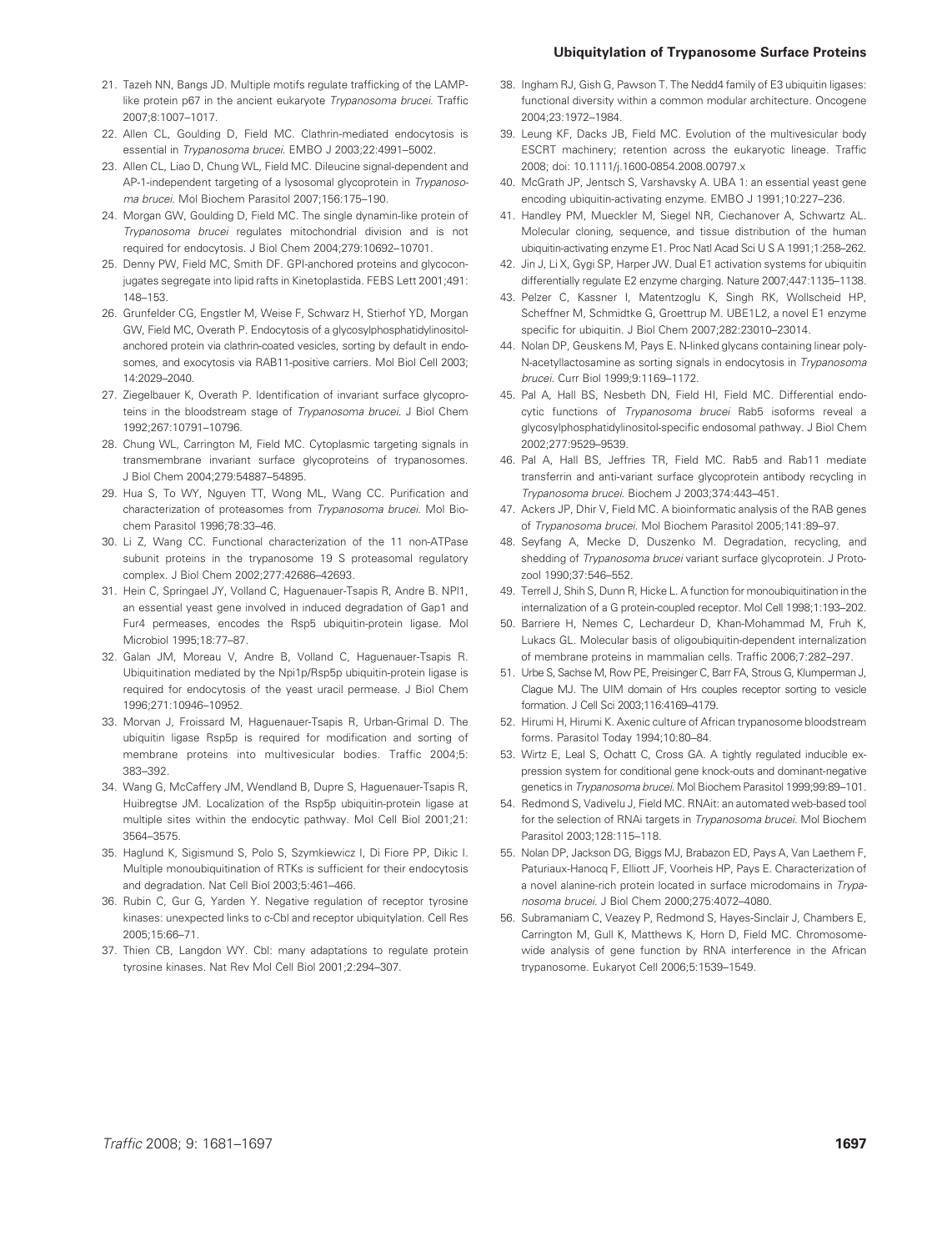21. Tazeh NN, Bangs JD. Multiple motifs regulate trafficking of the LAMP-like protein p67 in the ancient eukaryote *Trypanosoma brucei*. Traffic 2007;8:1007–1017.
22. Allen CL, Goulding D, Field MC. Clathrin-mediated endocytosis is essential in *Trypanosoma brucei*. EMBO J 2003;22:4991–5002.
23. Allen CL, Liao D, Chung WL, Field MC. Dileucine signal-dependent and AP-1-independent targeting of a lysosomal glycoprotein in *Trypanosoma brucei*. Mol Biochem Parasitol 2007;156:175–190.
24. Morgan GW, Goulding D, Field MC. The single dynamin-like protein of *Trypanosoma brucei* regulates mitochondrial division and is not required for endocytosis. J Biol Chem 2004;279:10692–10701.
25. Denny PW, Field MC, Smith DF. GPI-anchored proteins and glycoconjugates segregate into lipid rafts in Kinetoplastida. FEBS Lett 2001;491: 148–153.
26. Grunfelder CG, Engstler M, Weise F, Schwarz H, Stierhof YD, Morgan GW, Field MC, Overath P. Endocytosis of a glycosylphosphatidylinositol-anchored protein via clathrin-coated vesicles, sorting by default in endosomes, and exocytosis via RAB11-positive carriers. Mol Biol Cell 2003; 14:2029–2040.
27. Ziegelbauer K, Overath P. Identification of invariant surface glycoproteins in the bloodstream stage of *Trypanosoma brucei*. J Biol Chem 1992;267:10791–10796.
28. Chung WL, Carrington M, Field MC. Cytoplasmic targeting signals in transmembrane invariant surface glycoproteins of trypanosomes. J Biol Chem 2004;279:54887–54895.
29. Hua S, To WY, Nguyen TT, Wong ML, Wang CC. Purification and characterization of proteasomes from *Trypanosoma brucei*. Mol Biochem Parasitol 1996;78:33–46.
30. Li Z, Wang CC. Functional characterization of the 11 non-ATPase subunit proteins in the trypanosome 19 S proteasomal regulatory complex. J Biol Chem 2002;277:42686–42693.
31. Hein C, Springael JY, Volland C, Haguenauer-Tsapis R, Andre B. NPI1, an essential yeast gene involved in induced degradation of Gap1 and Fur4 permeases, encodes the Rsp5 ubiquitin-protein ligase. Mol Microbiol 1995;18:77–87.
32. Galan JM, Moreau V, Andre B, Volland C, Haguenauer-Tsapis R. Ubiquitination mediated by the Npi1p/Rsp5p ubiquitin-protein ligase is required for endocytosis of the yeast uracil permease. J Biol Chem 1996;271:10946–10952.
33. Morvan J, Froissard M, Haguenauer-Tsapis R, Urban-Grimal D. The ubiquitin ligase Rsp5p is required for modification and sorting of membrane proteins into multivesicular bodies. Traffic 2004;5: 383–392.
34. Wang G, McCaffery JM, Wendland B, Dupre S, Haguenauer-Tsapis R, Huibregtse JM. Localization of the Rsp5p ubiquitin-protein ligase at multiple sites within the endocytic pathway. Mol Cell Biol 2001;21: 3564–3575.
35. Haglund K, Sigismund S, Polo S, Szymkiewicz I, Di Fiore PP, Dikic I. Multiple monoubiquitination of RTKs is sufficient for their endocytosis and degradation. Nat Cell Biol 2003;5:461–466.
36. Rubin C, Gur G, Yarden Y. Negative regulation of receptor tyrosine kinases: unexpected links to c-Cbl and receptor ubiquitylation. Cell Res 2005;15:66–71.
37. Thien CB, Langdon WY. Cbl: many adaptations to regulate protein tyrosine kinases. Nat Rev Mol Cell Biol 2001;2:294–307.
38. Ingham RJ, Gish G, Pawson T. The Nedd4 family of E3 ubiquitin ligases: functional diversity within a common modular architecture. Oncogene 2004;23:1972–1984.
39. Leung KF, Dacks JB, Field MC. Evolution of the multivesicular body ESCRT machinery; retention across the eukaryotic lineage. Traffic 2008; doi: 10.1111/j.1600-0854.2008.00797.x
40. McGrath JP, Jentsch S, Varshavsky A. UBA 1: an essential yeast gene encoding ubiquitin-activating enzyme. EMBO J 1991;10:227–236.
41. Handley PM, Mueckler M, Siegel NR, Ciechanover A, Schwartz AL. Molecular cloning, sequence, and tissue distribution of the human ubiquitin-activating enzyme E1. Proc Natl Acad Sci U S A 1991;1:258–262.
42. Jin J, Li X, Gygi SP, Harper JW. Dual E1 activation systems for ubiquitin differentially regulate E2 enzyme charging. Nature 2007;447:1135–1138.
43. Pelzer C, Kassner I, Matentzoglu K, Singh RK, Wollscheid HP, Scheffner M, Schmidtke G, Groettrup M. UBE1L2, a novel E1 enzyme specific for ubiquitin. J Biol Chem 2007;282:23010–23014.
44. Nolan DP, Geuskens M, Pays E. N-linked glycans containing linear poly-N-acetyllactosamine as sorting signals in endocytosis in *Trypanosoma brucei*. Curr Biol 1999;9:1169–1172.
45. Pal A, Hall BS, Nesbeth DN, Field HI, Field MC. Differential endocytic functions of *Trypanosoma brucei* Rab5 isoforms reveal a glycosylphosphatidylinositol-specific endosomal pathway. J Biol Chem 2002;277:9529–9539.
46. Pal A, Hall BS, Jeffries TR, Field MC. Rab5 and Rab11 mediate transferrin and anti-variant surface glycoprotein antibody recycling in *Trypanosoma brucei*. Biochem J 2003;374:443–451.
47. Ackers JP, Dhir V, Field MC. A bioinformatic analysis of the RAB genes of *Trypanosoma brucei*. Mol Biochem Parasitol 2005;141:89–97.
48. Seyfang A, Mecke D, Duszenko M. Degradation, recycling, and shedding of *Trypanosoma brucei* variant surface glycoprotein. J Protozool 1990;37:546–552.
49. Terrell J, Shih S, Dunn R, Hicke L. A function for monoubiquitination in the internalization of a G protein-coupled receptor. Mol Cell 1998;1:193–202.
50. Barriere H, Nemes C, Lechardeur D, Khan-Mohammad M, Fruh K, Lukacs GL. Molecular basis of oligoubiquitin-dependent internalization of membrane proteins in mammalian cells. Traffic 2006;7:282–297.
51. Urbe S, Sachse M, Row PE, Preisinger C, Barr FA, Strous G, Klumperman J, Clague MJ. The UIM domain of Hrs couples receptor sorting to vesicle formation. J Cell Sci 2003;116:4169–4179.
52. Hirumi H, Hirumi K. Axenic culture of African trypanosome bloodstream forms. Parasitol Today 1994;10:80–84.
53. Wirtz E, Leal S, Ochatt C, Cross GA. A tightly regulated inducible expression system for conditional gene knock-outs and dominant-negative genetics in *Trypanosoma brucei*. Mol Biochem Parasitol 1999;99:89–101.
54. Redmond S, Vadivelu J, Field MC. RNAit: an automated web-based tool for the selection of RNAi targets in *Trypanosoma brucei*. Mol Biochem Parasitol 2003;128:115–118.
55. Nolan DP, Jackson DG, Biggs MJ, Brabazon ED, Pays A, Van Laethem F, Paturiaux-Hanocq F, Elliott JF, Voorheis HP, Pays E. Characterization of a novel alanine-rich protein located in surface microdomains in *Trypanosoma brucei*. J Biol Chem 2000;275:4072–4080.
56. Subramaniam C, Veazey P, Redmond S, Hayes-Sinclair J, Chambers E, Carrington M, Gull K, Matthews K, Horn D, Field MC. Chromosome-wide analysis of gene function by RNA interference in the African trypanosome. Eukaryot Cell 2006;5:1539–1549.